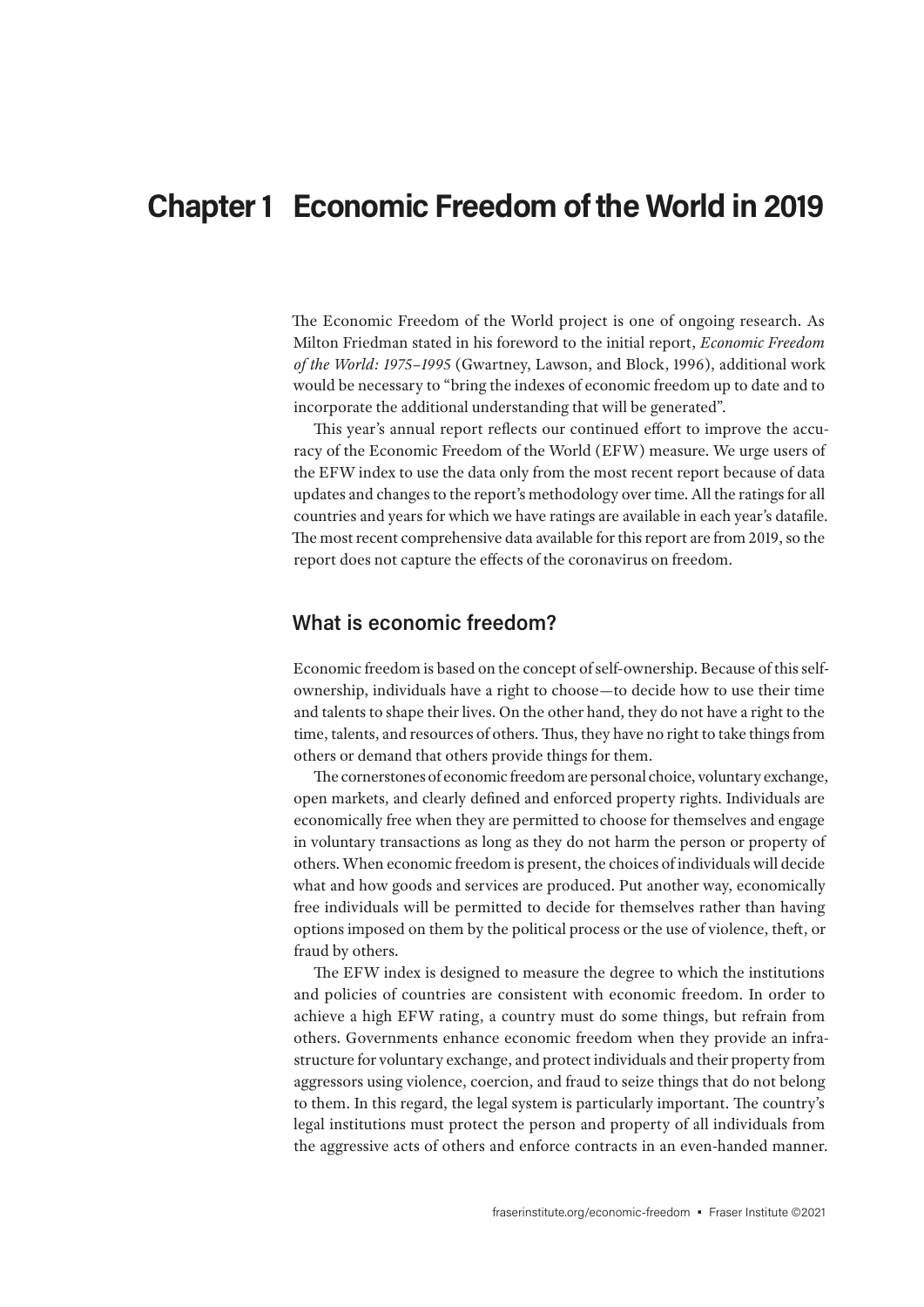# Chapter 1 Economic Freedom of the World in 2019

The Economic Freedom of the World project is one of ongoing research. As Milton Friedman stated in his foreword to the initial report, *Economic Freedom of the World: 1975–1995* (Gwartney, Lawson, and Block, 1996), additional work would be necessary to "bring the indexes of economic freedom up to date and to incorporate the additional understanding that will be generated".

This year's annual report reflects our continued effort to improve the accuracy of the Economic Freedom of the World (EFW) measure. We urge users of the EFW index to use the data only from the most recent report because of data updates and changes to the report's methodology over time. All the ratings for all countries and years for which we have ratings are available in each year's datafile. The most recent comprehensive data available for this report are from 2019, so the report does not capture the effects of the coronavirus on freedom.

## What is economic freedom?

Economic freedom is based on the concept of self-ownership. Because of this self-ownership, individuals have a right to choose—to decide how to use their time and talents to shape their lives. On the other hand, they do not have a right to the time, talents, and resources of others. Thus, they have no right to take things from others or demand that others provide things for them.

The cornerstones of economic freedom are personal choice, voluntary exchange, open markets, and clearly defined and enforced property rights. Individuals are economically free when they are permitted to choose for themselves and engage in voluntary transactions as long as they do not harm the person or property of others. When economic freedom is present, the choices of individuals will decide what and how goods and services are produced. Put another way, economically free individuals will be permitted to decide for themselves rather than having options imposed on them by the political process or the use of violence, theft, or fraud by others.

The EFW index is designed to measure the degree to which the institutions and policies of countries are consistent with economic freedom. In order to achieve a high EFW rating, a country must do some things, but refrain from others. Governments enhance economic freedom when they provide an infrastructure for voluntary exchange, and protect individuals and their property from aggressors using violence, coercion, and fraud to seize things that do not belong to them. In this regard, the legal system is particularly important. The country's legal institutions must protect the person and property of all individuals from the aggressive acts of others and enforce contracts in an even-handed manner.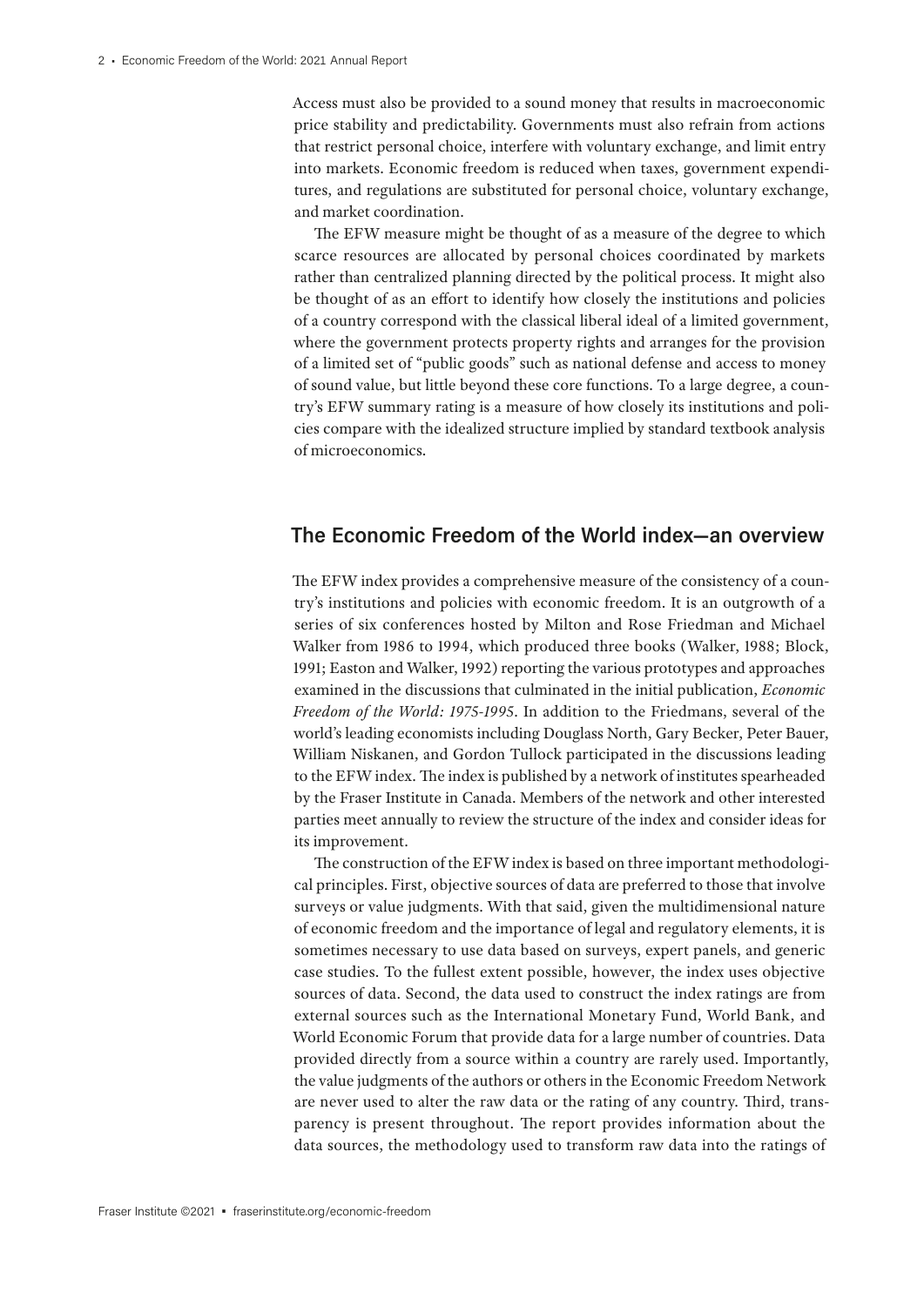Access must also be provided to a sound money that results in macroeconomic price stability and predictability. Governments must also refrain from actions that restrict personal choice, interfere with voluntary exchange, and limit entry into markets. Economic freedom is reduced when taxes, government expenditures, and regulations are substituted for personal choice, voluntary exchange, and market coordination.

The EFW measure might be thought of as a measure of the degree to which scarce resources are allocated by personal choices coordinated by markets rather than centralized planning directed by the political process. It might also be thought of as an effort to identify how closely the institutions and policies of a country correspond with the classical liberal ideal of a limited government, where the government protects property rights and arranges for the provision of a limited set of "public goods" such as national defense and access to money of sound value, but little beyond these core functions. To a large degree, a country's EFW summary rating is a measure of how closely its institutions and policies compare with the idealized structure implied by standard textbook analysis of microeconomics.

## The Economic Freedom of the World index—an overview

The EFW index provides a comprehensive measure of the consistency of a country's institutions and policies with economic freedom. It is an outgrowth of a series of six conferences hosted by Milton and Rose Friedman and Michael Walker from 1986 to 1994, which produced three books (Walker, 1988; Block, 1991; Easton and Walker, 1992) reporting the various prototypes and approaches examined in the discussions that culminated in the initial publication, *Economic Freedom of the World: 1975-1995*. In addition to the Friedmans, several of the world's leading economists including Douglass North, Gary Becker, Peter Bauer, William Niskanen, and Gordon Tullock participated in the discussions leading to the EFW index. The index is published by a network of institutes spearheaded by the Fraser Institute in Canada. Members of the network and other interested parties meet annually to review the structure of the index and consider ideas for its improvement.

The construction of the EFW index is based on three important methodological principles. First, objective sources of data are preferred to those that involve surveys or value judgments. With that said, given the multidimensional nature of economic freedom and the importance of legal and regulatory elements, it is sometimes necessary to use data based on surveys, expert panels, and generic case studies. To the fullest extent possible, however, the index uses objective sources of data. Second, the data used to construct the index ratings are from external sources such as the International Monetary Fund, World Bank, and World Economic Forum that provide data for a large number of countries. Data provided directly from a source within a country are rarely used. Importantly, the value judgments of the authors or others in the Economic Freedom Network are never used to alter the raw data or the rating of any country. Third, transparency is present throughout. The report provides information about the data sources, the methodology used to transform raw data into the ratings of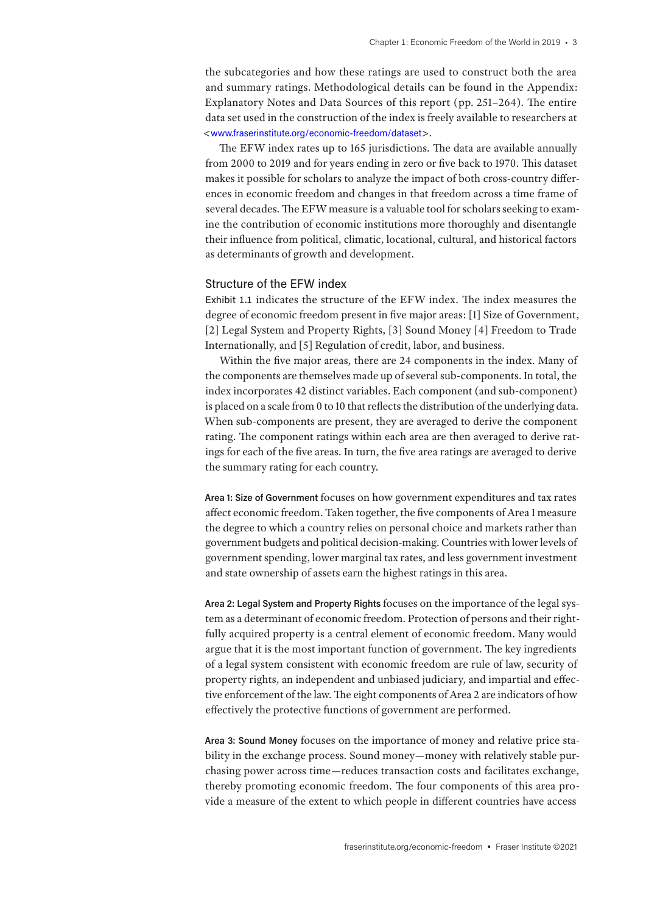the subcategories and how these ratings are used to construct both the area and summary ratings. Methodological details can be found in the Appendix: Explanatory Notes and Data Sources of this report (pp. 251–264). The entire data set used in the construction of the index is freely available to researchers at <www.fraserinstitute.org/economic-freedom/dataset>.

The EFW index rates up to 165 jurisdictions. The data are available annually from 2000 to 2019 and for years ending in zero or five back to 1970. This dataset makes it possible for scholars to analyze the impact of both cross-country differences in economic freedom and changes in that freedom across a time frame of several decades. The EFW measure is a valuable tool for scholars seeking to examine the contribution of economic institutions more thoroughly and disentangle their influence from political, climatic, locational, cultural, and historical factors as determinants of growth and development.

## Structure of the EFW index

Exhibit 1.1 indicates the structure of the EFW index. The index measures the degree of economic freedom present in five major areas: [1] Size of Government, [2] Legal System and Property Rights, [3] Sound Money [4] Freedom to Trade Internationally, and [5] Regulation of credit, labor, and business.

Within the five major areas, there are 24 components in the index. Many of the components are themselves made up of several sub-components. In total, the index incorporates 42 distinct variables. Each component (and sub-component) is placed on a scale from 0 to 10 that reflects the distribution of the underlying data. When sub-components are present, they are averaged to derive the component rating. The component ratings within each area are then averaged to derive ratings for each of the five areas. In turn, the five area ratings are averaged to derive the summary rating for each country.

**Area 1: Size of Government** focuses on how government expenditures and tax rates affect economic freedom. Taken together, the five components of Area 1 measure the degree to which a country relies on personal choice and markets rather than government budgets and political decision-making. Countries with lower levels of government spending, lower marginal tax rates, and less government investment and state ownership of assets earn the highest ratings in this area.

**Area 2: Legal System and Property Rights** focuses on the importance of the legal system as a determinant of economic freedom. Protection of persons and their rightfully acquired property is a central element of economic freedom. Many would argue that it is the most important function of government. The key ingredients of a legal system consistent with economic freedom are rule of law, security of property rights, an independent and unbiased judiciary, and impartial and effective enforcement of the law. The eight components of Area 2 are indicators of how effectively the protective functions of government are performed.

**Area 3: Sound Money** focuses on the importance of money and relative price stability in the exchange process. Sound money—money with relatively stable purchasing power across time—reduces transaction costs and facilitates exchange, thereby promoting economic freedom. The four components of this area provide a measure of the extent to which people in different countries have access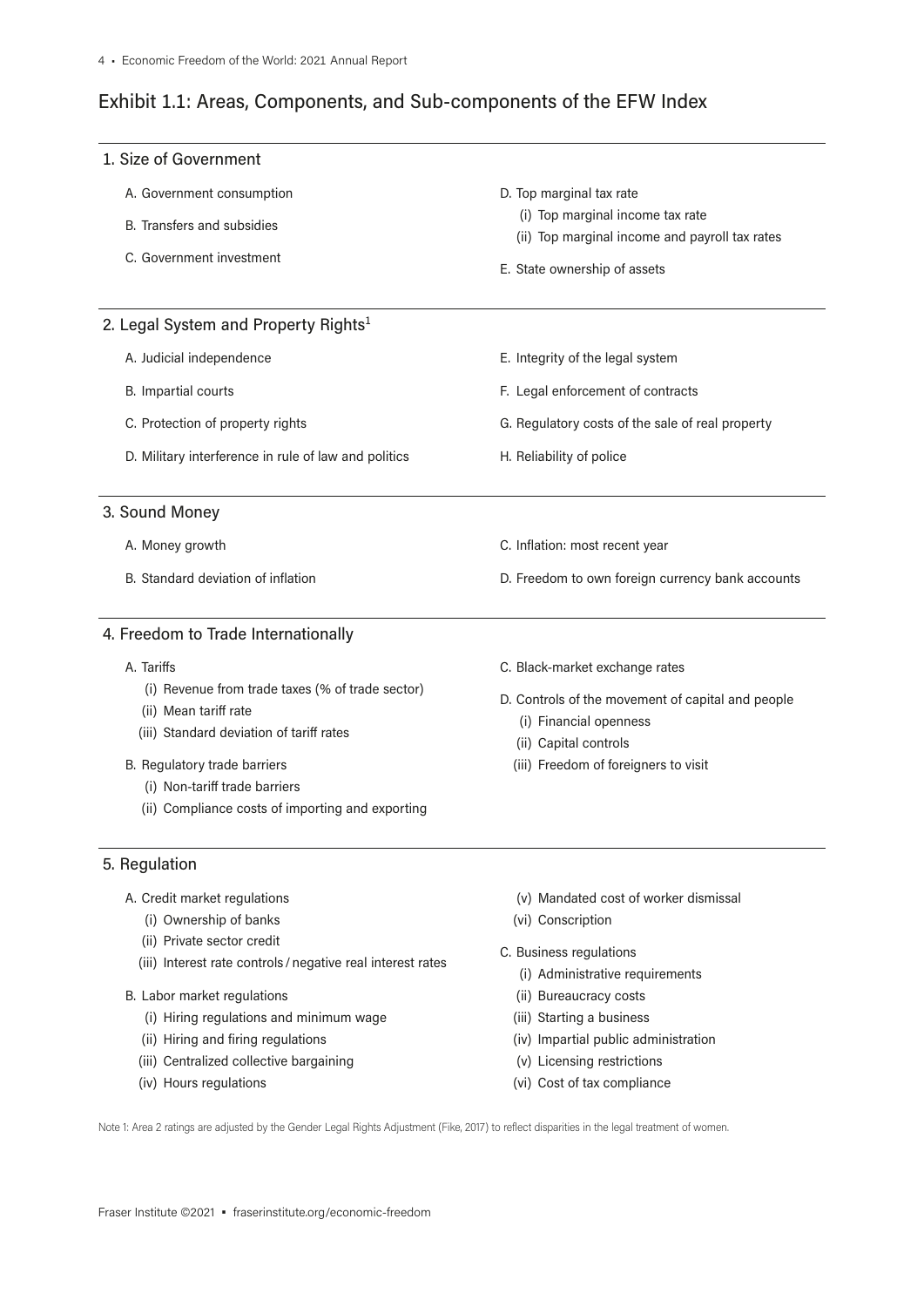## Exhibit 1.1: Areas, Components, and Sub-components of the EFW Index

### 1. Size of Government

- A. Government consumption
- B. Transfers and subsidies
- C. Government investment
- D. Top marginal tax rate
  - (i) Top marginal income tax rate
  - (ii) Top marginal income and payroll tax rates
- E. State ownership of assets

### 2. Legal System and Property Rights[1]

- A. Judicial independence
- B. Impartial courts
- C. Protection of property rights
- D. Military interference in rule of law and politics
- E. Integrity of the legal system
- F. Legal enforcement of contracts
- G. Regulatory costs of the sale of real property
- H. Reliability of police

### 3. Sound Money

- A. Money growth
- B. Standard deviation of inflation
- C. Inflation: most recent year
- D. Freedom to own foreign currency bank accounts

### 4. Freedom to Trade Internationally

- A. Tariffs
  - (i) Revenue from trade taxes (% of trade sector)
  - (ii) Mean tariff rate
  - (iii) Standard deviation of tariff rates
- B. Regulatory trade barriers
  - (i) Non-tariff trade barriers
  - (ii) Compliance costs of importing and exporting
- C. Black-market exchange rates
- D. Controls of the movement of capital and people
  - (i) Financial openness
  - (ii) Capital controls
  - (iii) Freedom of foreigners to visit

### 5. Regulation

- A. Credit market regulations
  - (i) Ownership of banks
  - (ii) Private sector credit
  - (iii) Interest rate controls / negative real interest rates
- B. Labor market regulations
  - (i) Hiring regulations and minimum wage
  - (ii) Hiring and firing regulations
  - (iii) Centralized collective bargaining
  - (iv) Hours regulations
  - (v) Mandated cost of worker dismissal
  - (vi) Conscription
- C. Business regulations
  - (i) Administrative requirements
  - (ii) Bureaucracy costs
  - (iii) Starting a business
  - (iv) Impartial public administration
  - (v) Licensing restrictions
  - (vi) Cost of tax compliance

Note 1: Area 2 ratings are adjusted by the Gender Legal Rights Adjustment (Fike, 2017) to reflect disparities in the legal treatment of women.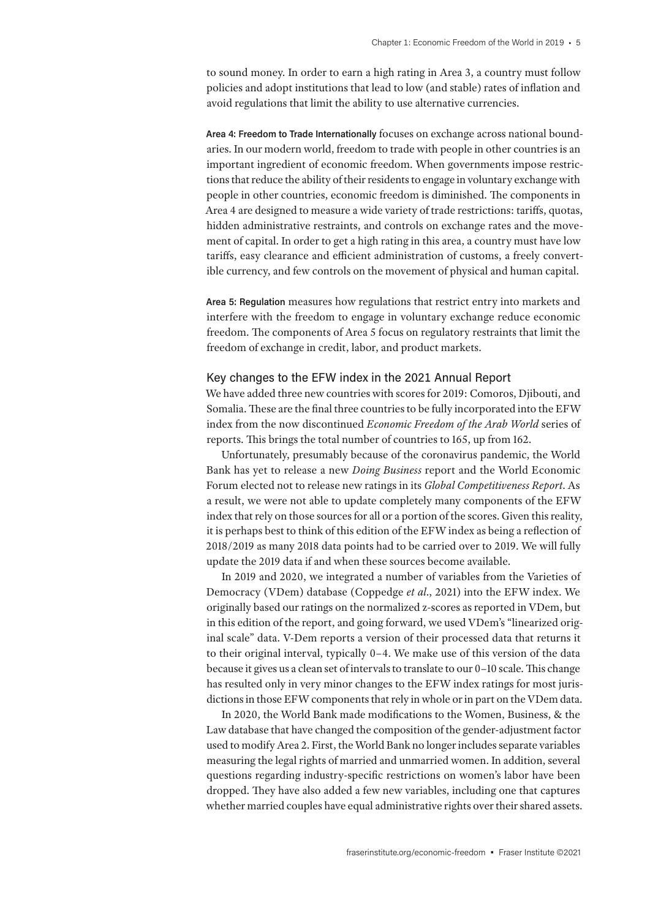to sound money. In order to earn a high rating in Area 3, a country must follow policies and adopt institutions that lead to low (and stable) rates of inflation and avoid regulations that limit the ability to use alternative currencies.

**Area 4: Freedom to Trade Internationally** focuses on exchange across national boundaries. In our modern world, freedom to trade with people in other countries is an important ingredient of economic freedom. When governments impose restrictions that reduce the ability of their residents to engage in voluntary exchange with people in other countries, economic freedom is diminished. The components in Area 4 are designed to measure a wide variety of trade restrictions: tariffs, quotas, hidden administrative restraints, and controls on exchange rates and the movement of capital. In order to get a high rating in this area, a country must have low tariffs, easy clearance and efficient administration of customs, a freely convertible currency, and few controls on the movement of physical and human capital.

**Area 5: Regulation** measures how regulations that restrict entry into markets and interfere with the freedom to engage in voluntary exchange reduce economic freedom. The components of Area 5 focus on regulatory restraints that limit the freedom of exchange in credit, labor, and product markets.

## Key changes to the EFW index in the 2021 Annual Report

We have added three new countries with scores for 2019: Comoros, Djibouti, and Somalia. These are the final three countries to be fully incorporated into the EFW index from the now discontinued *Economic Freedom of the Arab World* series of reports. This brings the total number of countries to 165, up from 162.

Unfortunately, presumably because of the coronavirus pandemic, the World Bank has yet to release a new *Doing Business* report and the World Economic Forum elected not to release new ratings in its *Global Competitiveness Report*. As a result, we were not able to update completely many components of the EFW index that rely on those sources for all or a portion of the scores. Given this reality, it is perhaps best to think of this edition of the EFW index as being a reflection of 2018/2019 as many 2018 data points had to be carried over to 2019. We will fully update the 2019 data if and when these sources become available.

In 2019 and 2020, we integrated a number of variables from the Varieties of Democracy (VDem) database (Coppedge *et al*., 2021) into the EFW index. We originally based our ratings on the normalized z-scores as reported in VDem, but in this edition of the report, and going forward, we used VDem's "linearized original scale" data. V-Dem reports a version of their processed data that returns it to their original interval, typically 0–4. We make use of this version of the data because it gives us a clean set of intervals to translate to our 0–10 scale. This change has resulted only in very minor changes to the EFW index ratings for most jurisdictions in those EFW components that rely in whole or in part on the VDem data.

In 2020, the World Bank made modifications to the Women, Business, & the Law database that have changed the composition of the gender-adjustment factor used to modify Area 2. First, the World Bank no longer includes separate variables measuring the legal rights of married and unmarried women. In addition, several questions regarding industry-specific restrictions on women's labor have been dropped. They have also added a few new variables, including one that captures whether married couples have equal administrative rights over their shared assets.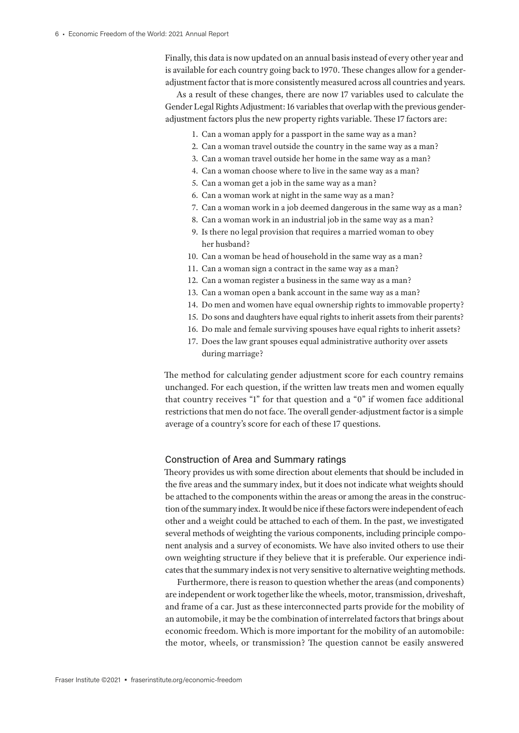Finally, this data is now updated on an annual basis instead of every other year and is available for each country going back to 1970. These changes allow for a gender-adjustment factor that is more consistently measured across all countries and years.

As a result of these changes, there are now 17 variables used to calculate the Gender Legal Rights Adjustment: 16 variables that overlap with the previous gender-adjustment factors plus the new property rights variable. These 17 factors are:

1. Can a woman apply for a passport in the same way as a man?
2. Can a woman travel outside the country in the same way as a man?
3. Can a woman travel outside her home in the same way as a man?
4. Can a woman choose where to live in the same way as a man?
5. Can a woman get a job in the same way as a man?
6. Can a woman work at night in the same way as a man?
7. Can a woman work in a job deemed dangerous in the same way as a man?
8. Can a woman work in an industrial job in the same way as a man?
9. Is there no legal provision that requires a married woman to obey her husband?
10. Can a woman be head of household in the same way as a man?
11. Can a woman sign a contract in the same way as a man?
12. Can a woman register a business in the same way as a man?
13. Can a woman open a bank account in the same way as a man?
14. Do men and women have equal ownership rights to immovable property?
15. Do sons and daughters have equal rights to inherit assets from their parents?
16. Do male and female surviving spouses have equal rights to inherit assets?
17. Does the law grant spouses equal administrative authority over assets during marriage?

The method for calculating gender adjustment score for each country remains unchanged. For each question, if the written law treats men and women equally that country receives "1" for that question and a "0" if women face additional restrictions that men do not face. The overall gender-adjustment factor is a simple average of a country's score for each of these 17 questions.

## Construction of Area and Summary ratings

Theory provides us with some direction about elements that should be included in the five areas and the summary index, but it does not indicate what weights should be attached to the components within the areas or among the areas in the construction of the summary index. It would be nice if these factors were independent of each other and a weight could be attached to each of them. In the past, we investigated several methods of weighting the various components, including principle component analysis and a survey of economists. We have also invited others to use their own weighting structure if they believe that it is preferable. Our experience indicates that the summary index is not very sensitive to alternative weighting methods.

Furthermore, there is reason to question whether the areas (and components) are independent or work together like the wheels, motor, transmission, driveshaft, and frame of a car. Just as these interconnected parts provide for the mobility of an automobile, it may be the combination of interrelated factors that brings about economic freedom. Which is more important for the mobility of an automobile: the motor, wheels, or transmission? The question cannot be easily answered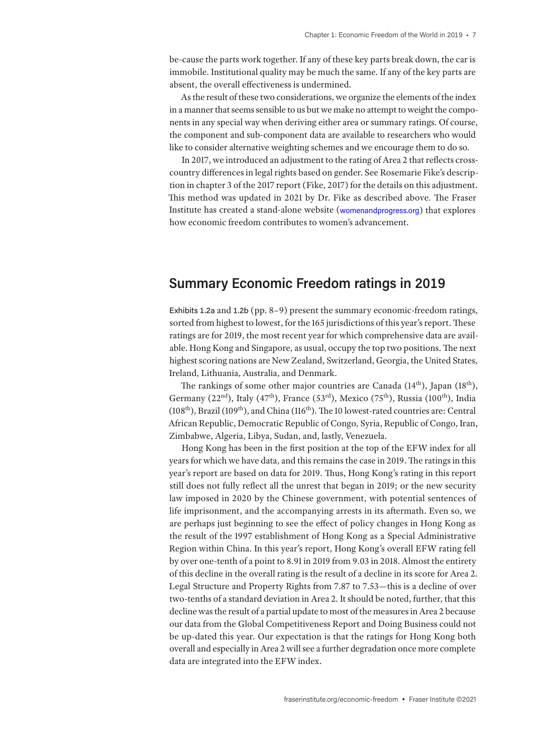be-cause the parts work together. If any of these key parts break down, the car is immobile. Institutional quality may be much the same. If any of the key parts are absent, the overall effectiveness is undermined.

As the result of these two considerations, we organize the elements of the index in a manner that seems sensible to us but we make no attempt to weight the components in any special way when deriving either area or summary ratings. Of course, the component and sub-component data are available to researchers who would like to consider alternative weighting schemes and we encourage them to do so.

In 2017, we introduced an adjustment to the rating of Area 2 that reflects cross-country differences in legal rights based on gender. See Rosemarie Fike's description in chapter 3 of the 2017 report (Fike, 2017) for the details on this adjustment. This method was updated in 2021 by Dr. Fike as described above. The Fraser Institute has created a stand-alone website (womenandprogress.org) that explores how economic freedom contributes to women's advancement.

## Summary Economic Freedom ratings in 2019

Exhibits 1.2a and 1.2b (pp. 8–9) present the summary economic-freedom ratings, sorted from highest to lowest, for the 165 jurisdictions of this year's report. These ratings are for 2019, the most recent year for which comprehensive data are available. Hong Kong and Singapore, as usual, occupy the top two positions. The next highest scoring nations are New Zealand, Switzerland, Georgia, the United States, Ireland, Lithuania, Australia, and Denmark.

The rankings of some other major countries are Canada (14th), Japan (18th), Germany (22nd), Italy (47th), France (53rd), Mexico (75th), Russia (100th), India (108th), Brazil (109th), and China (116th). The 10 lowest-rated countries are: Central African Republic, Democratic Republic of Congo, Syria, Republic of Congo, Iran, Zimbabwe, Algeria, Libya, Sudan, and, lastly, Venezuela.

Hong Kong has been in the first position at the top of the EFW index for all years for which we have data, and this remains the case in 2019. The ratings in this year's report are based on data for 2019. Thus, Hong Kong's rating in this report still does not fully reflect all the unrest that began in 2019; or the new security law imposed in 2020 by the Chinese government, with potential sentences of life imprisonment, and the accompanying arrests in its aftermath. Even so, we are perhaps just beginning to see the effect of policy changes in Hong Kong as the result of the 1997 establishment of Hong Kong as a Special Administrative Region within China. In this year's report, Hong Kong's overall EFW rating fell by over one-tenth of a point to 8.91 in 2019 from 9.03 in 2018. Almost the entirety of this decline in the overall rating is the result of a decline in its score for Area 2. Legal Structure and Property Rights from 7.87 to 7.53—this is a decline of over two-tenths of a standard deviation in Area 2. It should be noted, further, that this decline was the result of a partial update to most of the measures in Area 2 because our data from the Global Competitiveness Report and Doing Business could not be up-dated this year. Our expectation is that the ratings for Hong Kong both overall and especially in Area 2 will see a further degradation once more complete data are integrated into the EFW index.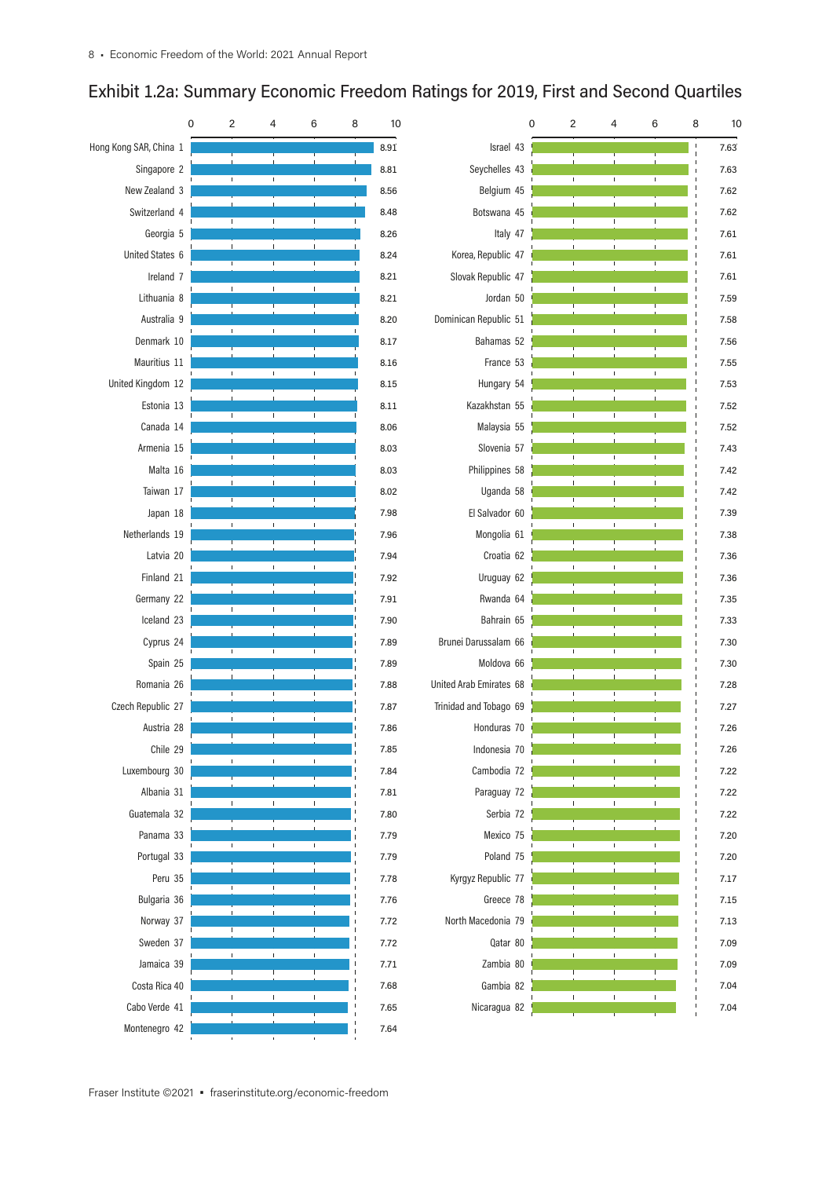## Exhibit 1.2a: Summary Economic Freedom Ratings for 2019, First and Second Quartiles

| Country | Rank | Rating |
|---|---|---|
| Hong Kong SAR, China | 1 | 8.91 |
| Singapore | 2 | 8.81 |
| New Zealand | 3 | 8.56 |
| Switzerland | 4 | 8.48 |
| Georgia | 5 | 8.26 |
| United States | 6 | 8.24 |
| Ireland | 7 | 8.21 |
| Lithuania | 8 | 8.21 |
| Australia | 9 | 8.20 |
| Denmark | 10 | 8.17 |
| Mauritius | 11 | 8.16 |
| United Kingdom | 12 | 8.15 |
| Estonia | 13 | 8.11 |
| Canada | 14 | 8.06 |
| Armenia | 15 | 8.03 |
| Malta | 16 | 8.03 |
| Taiwan | 17 | 8.02 |
| Japan | 18 | 7.98 |
| Netherlands | 19 | 7.96 |
| Latvia | 20 | 7.94 |
| Finland | 21 | 7.92 |
| Germany | 22 | 7.91 |
| Iceland | 23 | 7.90 |
| Cyprus | 24 | 7.89 |
| Spain | 25 | 7.89 |
| Romania | 26 | 7.88 |
| Czech Republic | 27 | 7.87 |
| Austria | 28 | 7.86 |
| Chile | 29 | 7.85 |
| Luxembourg | 30 | 7.84 |
| Albania | 31 | 7.81 |
| Guatemala | 32 | 7.80 |
| Panama | 33 | 7.79 |
| Portugal | 33 | 7.79 |
| Peru | 35 | 7.78 |
| Bulgaria | 36 | 7.76 |
| Norway | 37 | 7.72 |
| Sweden | 37 | 7.72 |
| Jamaica | 39 | 7.71 |
| Costa Rica | 40 | 7.68 |
| Cabo Verde | 41 | 7.65 |
| Montenegro | 42 | 7.64 |
| Israel | 43 | 7.63 |
| Seychelles | 43 | 7.63 |
| Belgium | 45 | 7.62 |
| Botswana | 45 | 7.62 |
| Italy | 47 | 7.61 |
| Korea, Republic | 47 | 7.61 |
| Slovak Republic | 47 | 7.61 |
| Jordan | 50 | 7.59 |
| Dominican Republic | 51 | 7.58 |
| Bahamas | 52 | 7.56 |
| France | 53 | 7.55 |
| Hungary | 54 | 7.53 |
| Kazakhstan | 55 | 7.52 |
| Malaysia | 55 | 7.52 |
| Slovenia | 57 | 7.43 |
| Philippines | 58 | 7.42 |
| Uganda | 58 | 7.42 |
| El Salvador | 60 | 7.39 |
| Mongolia | 61 | 7.38 |
| Croatia | 62 | 7.36 |
| Uruguay | 62 | 7.36 |
| Rwanda | 64 | 7.35 |
| Bahrain | 65 | 7.33 |
| Brunei Darussalam | 66 | 7.30 |
| Moldova | 66 | 7.30 |
| United Arab Emirates | 68 | 7.28 |
| Trinidad and Tobago | 69 | 7.27 |
| Honduras | 70 | 7.26 |
| Indonesia | 70 | 7.26 |
| Cambodia | 72 | 7.22 |
| Paraguay | 72 | 7.22 |
| Serbia | 72 | 7.22 |
| Mexico | 75 | 7.20 |
| Poland | 75 | 7.20 |
| Kyrgyz Republic | 77 | 7.17 |
| Greece | 78 | 7.15 |
| North Macedonia | 79 | 7.13 |
| Qatar | 80 | 7.09 |
| Zambia | 80 | 7.09 |
| Gambia | 82 | 7.04 |
| Nicaragua | 82 | 7.04 |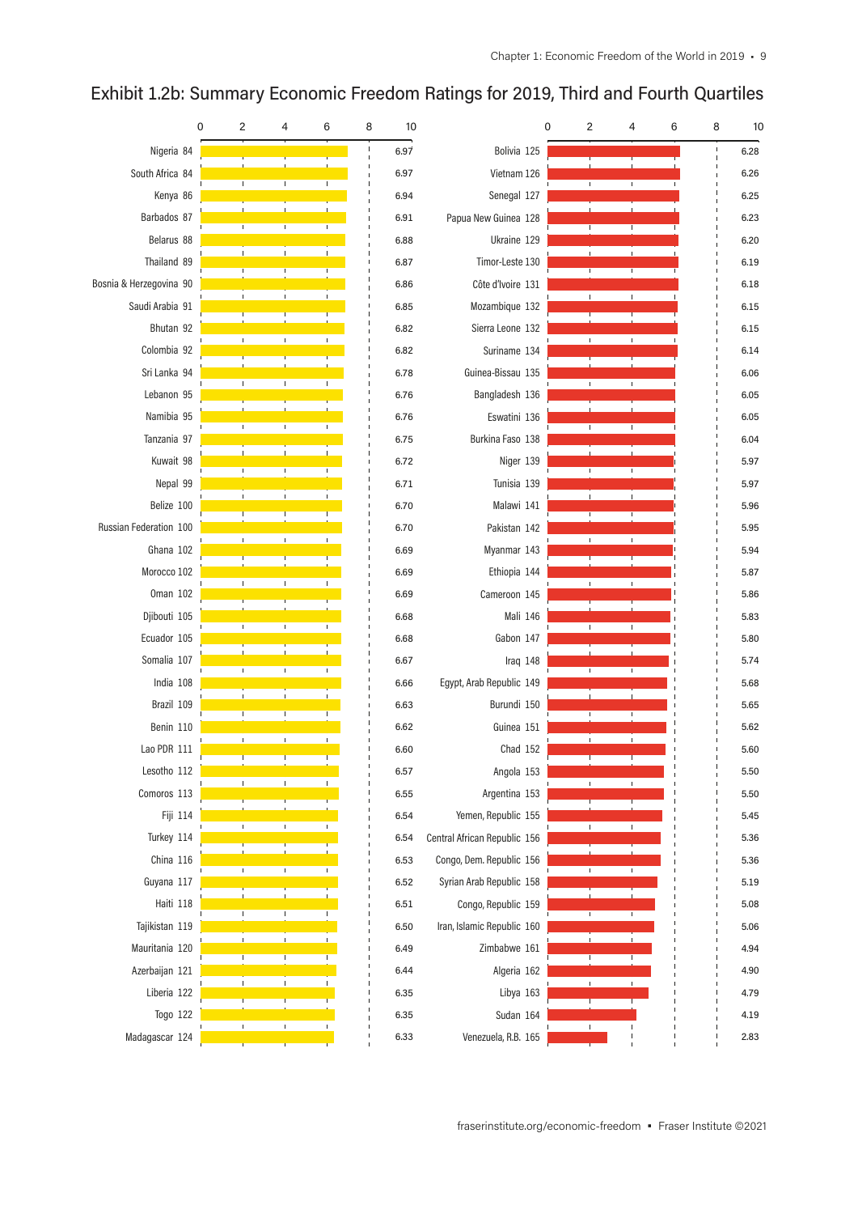# Exhibit 1.2b: Summary Economic Freedom Ratings for 2019, Third and Fourth Quartiles

| Country | Rank | Rating |
|---|---|---|
| Nigeria | 84 | 6.97 |
| South Africa | 84 | 6.97 |
| Kenya | 86 | 6.94 |
| Barbados | 87 | 6.91 |
| Belarus | 88 | 6.88 |
| Thailand | 89 | 6.87 |
| Bosnia & Herzegovina | 90 | 6.86 |
| Saudi Arabia | 91 | 6.85 |
| Bhutan | 92 | 6.82 |
| Colombia | 92 | 6.82 |
| Sri Lanka | 94 | 6.78 |
| Lebanon | 95 | 6.76 |
| Namibia | 95 | 6.76 |
| Tanzania | 97 | 6.75 |
| Kuwait | 98 | 6.72 |
| Nepal | 99 | 6.71 |
| Belize | 100 | 6.70 |
| Russian Federation | 100 | 6.70 |
| Ghana | 102 | 6.69 |
| Morocco | 102 | 6.69 |
| Oman | 102 | 6.69 |
| Djibouti | 105 | 6.68 |
| Ecuador | 105 | 6.68 |
| Somalia | 107 | 6.67 |
| India | 108 | 6.66 |
| Brazil | 109 | 6.63 |
| Benin | 110 | 6.62 |
| Lao PDR | 111 | 6.60 |
| Lesotho | 112 | 6.57 |
| Comoros | 113 | 6.55 |
| Fiji | 114 | 6.54 |
| Turkey | 114 | 6.54 |
| China | 116 | 6.53 |
| Guyana | 117 | 6.52 |
| Haiti | 118 | 6.51 |
| Tajikistan | 119 | 6.50 |
| Mauritania | 120 | 6.49 |
| Azerbaijan | 121 | 6.44 |
| Liberia | 122 | 6.35 |
| Togo | 122 | 6.35 |
| Madagascar | 124 | 6.33 |
| Bolivia | 125 | 6.28 |
| Vietnam | 126 | 6.26 |
| Senegal | 127 | 6.25 |
| Papua New Guinea | 128 | 6.23 |
| Ukraine | 129 | 6.20 |
| Timor-Leste | 130 | 6.19 |
| Côte d'Ivoire | 131 | 6.18 |
| Mozambique | 132 | 6.15 |
| Sierra Leone | 132 | 6.15 |
| Suriname | 134 | 6.14 |
| Guinea-Bissau | 135 | 6.06 |
| Bangladesh | 136 | 6.05 |
| Eswatini | 136 | 6.05 |
| Burkina Faso | 138 | 6.04 |
| Niger | 139 | 5.97 |
| Tunisia | 139 | 5.97 |
| Malawi | 141 | 5.96 |
| Pakistan | 142 | 5.95 |
| Myanmar | 143 | 5.94 |
| Ethiopia | 144 | 5.87 |
| Cameroon | 145 | 5.86 |
| Mali | 146 | 5.83 |
| Gabon | 147 | 5.80 |
| Iraq | 148 | 5.74 |
| Egypt, Arab Republic | 149 | 5.68 |
| Burundi | 150 | 5.65 |
| Guinea | 151 | 5.62 |
| Chad | 152 | 5.60 |
| Angola | 153 | 5.50 |
| Argentina | 153 | 5.50 |
| Yemen, Republic | 155 | 5.45 |
| Central African Republic | 156 | 5.36 |
| Congo, Dem. Republic | 156 | 5.36 |
| Syrian Arab Republic | 158 | 5.19 |
| Congo, Republic | 159 | 5.08 |
| Iran, Islamic Republic | 160 | 5.06 |
| Zimbabwe | 161 | 4.94 |
| Algeria | 162 | 4.90 |
| Libya | 163 | 4.79 |
| Sudan | 164 | 4.19 |
| Venezuela, R.B. | 165 | 2.83 |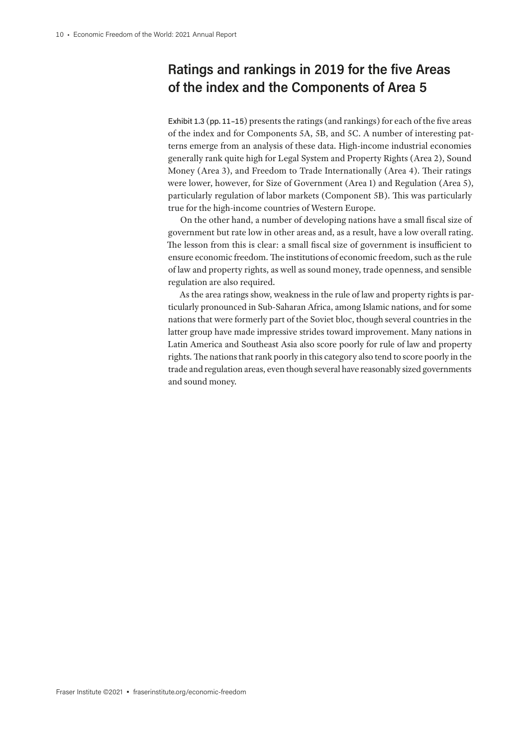## Ratings and rankings in 2019 for the five Areas of the index and the Components of Area 5

Exhibit 1.3 (pp. 11–15) presents the ratings (and rankings) for each of the five areas of the index and for Components 5A, 5B, and 5C. A number of interesting patterns emerge from an analysis of these data. High-income industrial economies generally rank quite high for Legal System and Property Rights (Area 2), Sound Money (Area 3), and Freedom to Trade Internationally (Area 4). Their ratings were lower, however, for Size of Government (Area 1) and Regulation (Area 5), particularly regulation of labor markets (Component 5B). This was particularly true for the high-income countries of Western Europe.

On the other hand, a number of developing nations have a small fiscal size of government but rate low in other areas and, as a result, have a low overall rating. The lesson from this is clear: a small fiscal size of government is insufficient to ensure economic freedom. The institutions of economic freedom, such as the rule of law and property rights, as well as sound money, trade openness, and sensible regulation are also required.

As the area ratings show, weakness in the rule of law and property rights is particularly pronounced in Sub-Saharan Africa, among Islamic nations, and for some nations that were formerly part of the Soviet bloc, though several countries in the latter group have made impressive strides toward improvement. Many nations in Latin America and Southeast Asia also score poorly for rule of law and property rights. The nations that rank poorly in this category also tend to score poorly in the trade and regulation areas, even though several have reasonably sized governments and sound money.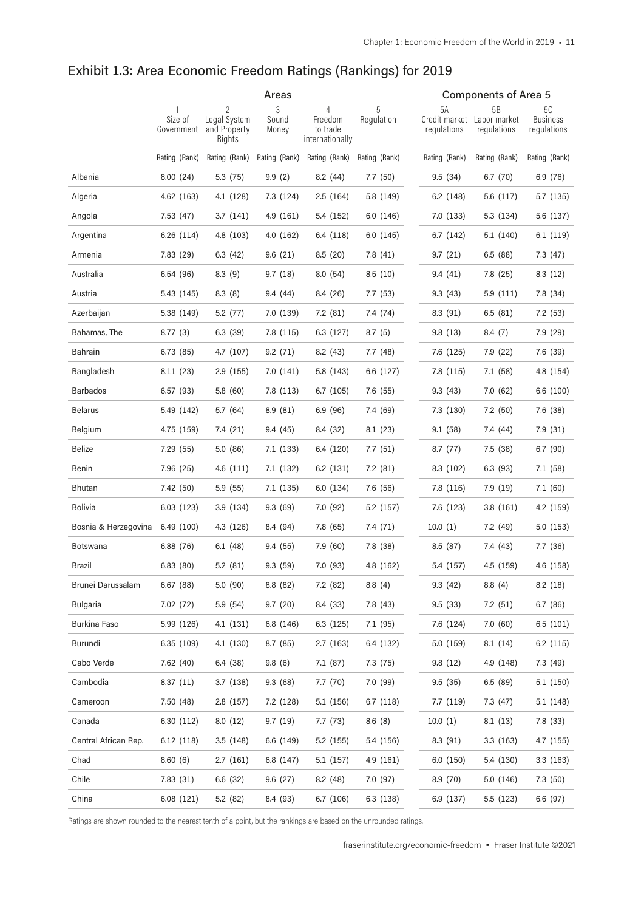## Exhibit 1.3: Area Economic Freedom Ratings (Rankings) for 2019

| | Areas | | | | | Components of Area 5 | | |
|---|---|---|---|---|---|---|---|---|
| | 1 Size of Government | 2 Legal System and Property Rights | 3 Sound Money | 4 Freedom to trade internationally | 5 Regulation | 5A Credit market regulations | 5B Labor market regulations | 5C Business regulations |
| | Rating (Rank) | Rating (Rank) | Rating (Rank) | Rating (Rank) | Rating (Rank) | Rating (Rank) | Rating (Rank) | Rating (Rank) |
| Albania | 8.00 (24) | 5.3 (75) | 9.9 (2) | 8.2 (44) | 7.7 (50) | 9.5 (34) | 6.7 (70) | 6.9 (76) |
| Algeria | 4.62 (163) | 4.1 (128) | 7.3 (124) | 2.5 (164) | 5.8 (149) | 6.2 (148) | 5.6 (117) | 5.7 (135) |
| Angola | 7.53 (47) | 3.7 (141) | 4.9 (161) | 5.4 (152) | 6.0 (146) | 7.0 (133) | 5.3 (134) | 5.6 (137) |
| Argentina | 6.26 (114) | 4.8 (103) | 4.0 (162) | 6.4 (118) | 6.0 (145) | 6.7 (142) | 5.1 (140) | 6.1 (119) |
| Armenia | 7.83 (29) | 6.3 (42) | 9.6 (21) | 8.5 (20) | 7.8 (41) | 9.7 (21) | 6.5 (88) | 7.3 (47) |
| Australia | 6.54 (96) | 8.3 (9) | 9.7 (18) | 8.0 (54) | 8.5 (10) | 9.4 (41) | 7.8 (25) | 8.3 (12) |
| Austria | 5.43 (145) | 8.3 (8) | 9.4 (44) | 8.4 (26) | 7.7 (53) | 9.3 (43) | 5.9 (111) | 7.8 (34) |
| Azerbaijan | 5.38 (149) | 5.2 (77) | 7.0 (139) | 7.2 (81) | 7.4 (74) | 8.3 (91) | 6.5 (81) | 7.2 (53) |
| Bahamas, The | 8.77 (3) | 6.3 (39) | 7.8 (115) | 6.3 (127) | 8.7 (5) | 9.8 (13) | 8.4 (7) | 7.9 (29) |
| Bahrain | 6.73 (85) | 4.7 (107) | 9.2 (71) | 8.2 (43) | 7.7 (48) | 7.6 (125) | 7.9 (22) | 7.6 (39) |
| Bangladesh | 8.11 (23) | 2.9 (155) | 7.0 (141) | 5.8 (143) | 6.6 (127) | 7.8 (115) | 7.1 (58) | 4.8 (154) |
| Barbados | 6.57 (93) | 5.8 (60) | 7.8 (113) | 6.7 (105) | 7.6 (55) | 9.3 (43) | 7.0 (62) | 6.6 (100) |
| Belarus | 5.49 (142) | 5.7 (64) | 8.9 (81) | 6.9 (96) | 7.4 (69) | 7.3 (130) | 7.2 (50) | 7.6 (38) |
| Belgium | 4.75 (159) | 7.4 (21) | 9.4 (45) | 8.4 (32) | 8.1 (23) | 9.1 (58) | 7.4 (44) | 7.9 (31) |
| Belize | 7.29 (55) | 5.0 (86) | 7.1 (133) | 6.4 (120) | 7.7 (51) | 8.7 (77) | 7.5 (38) | 6.7 (90) |
| Benin | 7.96 (25) | 4.6 (111) | 7.1 (132) | 6.2 (131) | 7.2 (81) | 8.3 (102) | 6.3 (93) | 7.1 (58) |
| Bhutan | 7.42 (50) | 5.9 (55) | 7.1 (135) | 6.0 (134) | 7.6 (56) | 7.8 (116) | 7.9 (19) | 7.1 (60) |
| Bolivia | 6.03 (123) | 3.9 (134) | 9.3 (69) | 7.0 (92) | 5.2 (157) | 7.6 (123) | 3.8 (161) | 4.2 (159) |
| Bosnia & Herzegovina | 6.49 (100) | 4.3 (126) | 8.4 (94) | 7.8 (65) | 7.4 (71) | 10.0 (1) | 7.2 (49) | 5.0 (153) |
| Botswana | 6.88 (76) | 6.1 (48) | 9.4 (55) | 7.9 (60) | 7.8 (38) | 8.5 (87) | 7.4 (43) | 7.7 (36) |
| Brazil | 6.83 (80) | 5.2 (81) | 9.3 (59) | 7.0 (93) | 4.8 (162) | 5.4 (157) | 4.5 (159) | 4.6 (158) |
| Brunei Darussalam | 6.67 (88) | 5.0 (90) | 8.8 (82) | 7.2 (82) | 8.8 (4) | 9.3 (42) | 8.8 (4) | 8.2 (18) |
| Bulgaria | 7.02 (72) | 5.9 (54) | 9.7 (20) | 8.4 (33) | 7.8 (43) | 9.5 (33) | 7.2 (51) | 6.7 (86) |
| Burkina Faso | 5.99 (126) | 4.1 (131) | 6.8 (146) | 6.3 (125) | 7.1 (95) | 7.6 (124) | 7.0 (60) | 6.5 (101) |
| Burundi | 6.35 (109) | 4.1 (130) | 8.7 (85) | 2.7 (163) | 6.4 (132) | 5.0 (159) | 8.1 (14) | 6.2 (115) |
| Cabo Verde | 7.62 (40) | 6.4 (38) | 9.8 (6) | 7.1 (87) | 7.3 (75) | 9.8 (12) | 4.9 (148) | 7.3 (49) |
| Cambodia | 8.37 (11) | 3.7 (138) | 9.3 (68) | 7.7 (70) | 7.0 (99) | 9.5 (35) | 6.5 (89) | 5.1 (150) |
| Cameroon | 7.50 (48) | 2.8 (157) | 7.2 (128) | 5.1 (156) | 6.7 (118) | 7.7 (119) | 7.3 (47) | 5.1 (148) |
| Canada | 6.30 (112) | 8.0 (12) | 9.7 (19) | 7.7 (73) | 8.6 (8) | 10.0 (1) | 8.1 (13) | 7.8 (33) |
| Central African Rep. | 6.12 (118) | 3.5 (148) | 6.6 (149) | 5.2 (155) | 5.4 (156) | 8.3 (91) | 3.3 (163) | 4.7 (155) |
| Chad | 8.60 (6) | 2.7 (161) | 6.8 (147) | 5.1 (157) | 4.9 (161) | 6.0 (150) | 5.4 (130) | 3.3 (163) |
| Chile | 7.83 (31) | 6.6 (32) | 9.6 (27) | 8.2 (48) | 7.0 (97) | 8.9 (70) | 5.0 (146) | 7.3 (50) |
| China | 6.08 (121) | 5.2 (82) | 8.4 (93) | 6.7 (106) | 6.3 (138) | 6.9 (137) | 5.5 (123) | 6.6 (97) |

Ratings are shown rounded to the nearest tenth of a point, but the rankings are based on the unrounded ratings.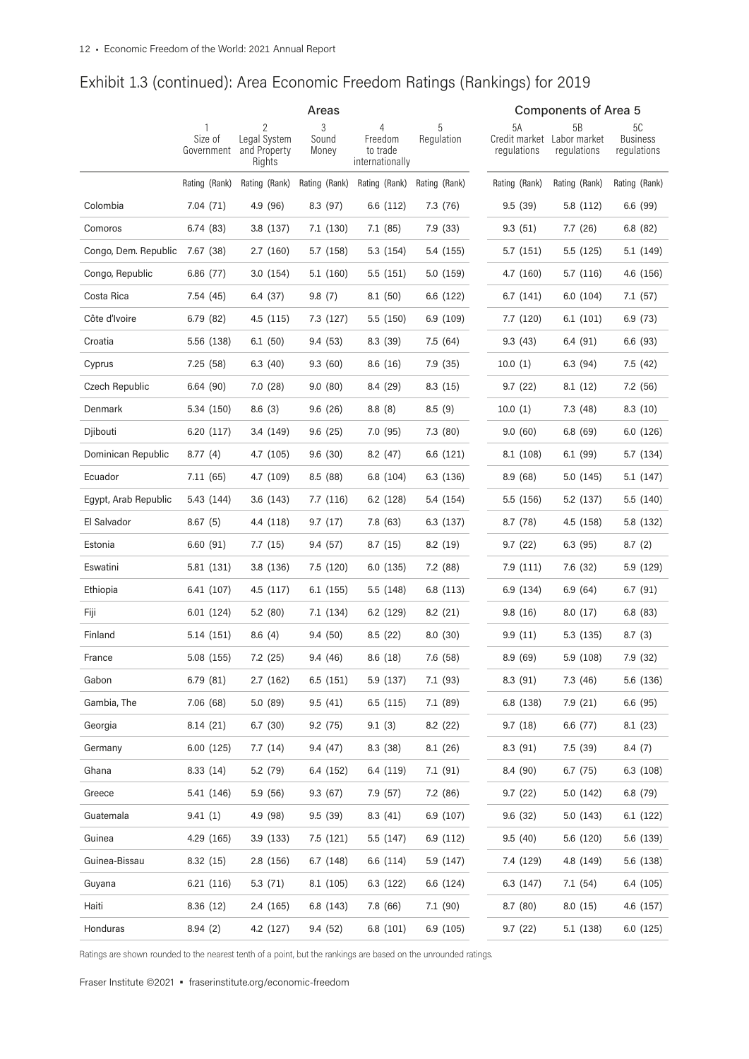## Exhibit 1.3 (continued): Area Economic Freedom Ratings (Rankings) for 2019

| | Areas | | | | | Components of Area 5 | | |
|---|---|---|---|---|---|---|---|---|
| | 1 Size of Government | 2 Legal System and Property Rights | 3 Sound Money | 4 Freedom to trade internationally | 5 Regulation | 5A Credit market regulations | 5B Labor market regulations | 5C Business regulations |
| | Rating (Rank) | Rating (Rank) | Rating (Rank) | Rating (Rank) | Rating (Rank) | Rating (Rank) | Rating (Rank) | Rating (Rank) |
| Colombia | 7.04 (71) | 4.9 (96) | 8.3 (97) | 6.6 (112) | 7.3 (76) | 9.5 (39) | 5.8 (112) | 6.6 (99) |
| Comoros | 6.74 (83) | 3.8 (137) | 7.1 (130) | 7.1 (85) | 7.9 (33) | 9.3 (51) | 7.7 (26) | 6.8 (82) |
| Congo, Dem. Republic | 7.67 (38) | 2.7 (160) | 5.7 (158) | 5.3 (154) | 5.4 (155) | 5.7 (151) | 5.5 (125) | 5.1 (149) |
| Congo, Republic | 6.86 (77) | 3.0 (154) | 5.1 (160) | 5.5 (151) | 5.0 (159) | 4.7 (160) | 5.7 (116) | 4.6 (156) |
| Costa Rica | 7.54 (45) | 6.4 (37) | 9.8 (7) | 8.1 (50) | 6.6 (122) | 6.7 (141) | 6.0 (104) | 7.1 (57) |
| Côte d'Ivoire | 6.79 (82) | 4.5 (115) | 7.3 (127) | 5.5 (150) | 6.9 (109) | 7.7 (120) | 6.1 (101) | 6.9 (73) |
| Croatia | 5.56 (138) | 6.1 (50) | 9.4 (53) | 8.3 (39) | 7.5 (64) | 9.3 (43) | 6.4 (91) | 6.6 (93) |
| Cyprus | 7.25 (58) | 6.3 (40) | 9.3 (60) | 8.6 (16) | 7.9 (35) | 10.0 (1) | 6.3 (94) | 7.5 (42) |
| Czech Republic | 6.64 (90) | 7.0 (28) | 9.0 (80) | 8.4 (29) | 8.3 (15) | 9.7 (22) | 8.1 (12) | 7.2 (56) |
| Denmark | 5.34 (150) | 8.6 (3) | 9.6 (26) | 8.8 (8) | 8.5 (9) | 10.0 (1) | 7.3 (48) | 8.3 (10) |
| Djibouti | 6.20 (117) | 3.4 (149) | 9.6 (25) | 7.0 (95) | 7.3 (80) | 9.0 (60) | 6.8 (69) | 6.0 (126) |
| Dominican Republic | 8.77 (4) | 4.7 (105) | 9.6 (30) | 8.2 (47) | 6.6 (121) | 8.1 (108) | 6.1 (99) | 5.7 (134) |
| Ecuador | 7.11 (65) | 4.7 (109) | 8.5 (88) | 6.8 (104) | 6.3 (136) | 8.9 (68) | 5.0 (145) | 5.1 (147) |
| Egypt, Arab Republic | 5.43 (144) | 3.6 (143) | 7.7 (116) | 6.2 (128) | 5.4 (154) | 5.5 (156) | 5.2 (137) | 5.5 (140) |
| El Salvador | 8.67 (5) | 4.4 (118) | 9.7 (17) | 7.8 (63) | 6.3 (137) | 8.7 (78) | 4.5 (158) | 5.8 (132) |
| Estonia | 6.60 (91) | 7.7 (15) | 9.4 (57) | 8.7 (15) | 8.2 (19) | 9.7 (22) | 6.3 (95) | 8.7 (2) |
| Eswatini | 5.81 (131) | 3.8 (136) | 7.5 (120) | 6.0 (135) | 7.2 (88) | 7.9 (111) | 7.6 (32) | 5.9 (129) |
| Ethiopia | 6.41 (107) | 4.5 (117) | 6.1 (155) | 5.5 (148) | 6.8 (113) | 6.9 (134) | 6.9 (64) | 6.7 (91) |
| Fiji | 6.01 (124) | 5.2 (80) | 7.1 (134) | 6.2 (129) | 8.2 (21) | 9.8 (16) | 8.0 (17) | 6.8 (83) |
| Finland | 5.14 (151) | 8.6 (4) | 9.4 (50) | 8.5 (22) | 8.0 (30) | 9.9 (11) | 5.3 (135) | 8.7 (3) |
| France | 5.08 (155) | 7.2 (25) | 9.4 (46) | 8.6 (18) | 7.6 (58) | 8.9 (69) | 5.9 (108) | 7.9 (32) |
| Gabon | 6.79 (81) | 2.7 (162) | 6.5 (151) | 5.9 (137) | 7.1 (93) | 8.3 (91) | 7.3 (46) | 5.6 (136) |
| Gambia, The | 7.06 (68) | 5.0 (89) | 9.5 (41) | 6.5 (115) | 7.1 (89) | 6.8 (138) | 7.9 (21) | 6.6 (95) |
| Georgia | 8.14 (21) | 6.7 (30) | 9.2 (75) | 9.1 (3) | 8.2 (22) | 9.7 (18) | 6.6 (77) | 8.1 (23) |
| Germany | 6.00 (125) | 7.7 (14) | 9.4 (47) | 8.3 (38) | 8.1 (26) | 8.3 (91) | 7.5 (39) | 8.4 (7) |
| Ghana | 8.33 (14) | 5.2 (79) | 6.4 (152) | 6.4 (119) | 7.1 (91) | 8.4 (90) | 6.7 (75) | 6.3 (108) |
| Greece | 5.41 (146) | 5.9 (56) | 9.3 (67) | 7.9 (57) | 7.2 (86) | 9.7 (22) | 5.0 (142) | 6.8 (79) |
| Guatemala | 9.41 (1) | 4.9 (98) | 9.5 (39) | 8.3 (41) | 6.9 (107) | 9.6 (32) | 5.0 (143) | 6.1 (122) |
| Guinea | 4.29 (165) | 3.9 (133) | 7.5 (121) | 5.5 (147) | 6.9 (112) | 9.5 (40) | 5.6 (120) | 5.6 (139) |
| Guinea-Bissau | 8.32 (15) | 2.8 (156) | 6.7 (148) | 6.6 (114) | 5.9 (147) | 7.4 (129) | 4.8 (149) | 5.6 (138) |
| Guyana | 6.21 (116) | 5.3 (71) | 8.1 (105) | 6.3 (122) | 6.6 (124) | 6.3 (147) | 7.1 (54) | 6.4 (105) |
| Haiti | 8.36 (12) | 2.4 (165) | 6.8 (143) | 7.8 (66) | 7.1 (90) | 8.7 (80) | 8.0 (15) | 4.6 (157) |
| Honduras | 8.94 (2) | 4.2 (127) | 9.4 (52) | 6.8 (101) | 6.9 (105) | 9.7 (22) | 5.1 (138) | 6.0 (125) |

Ratings are shown rounded to the nearest tenth of a point, but the rankings are based on the unrounded ratings.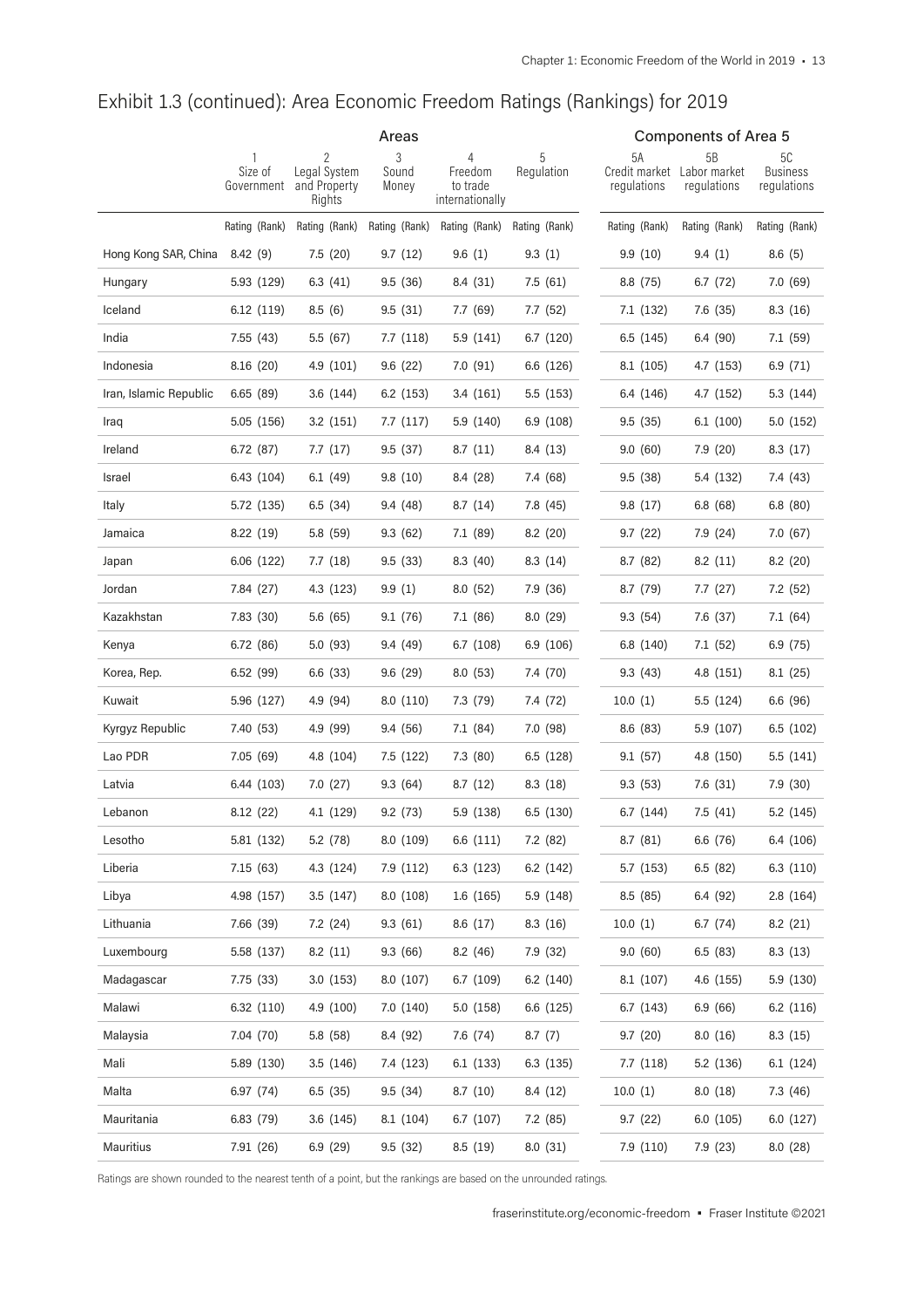## Exhibit 1.3 (continued): Area Economic Freedom Ratings (Rankings) for 2019

| | Areas | | | | | Components of Area 5 | | |
|---|---|---|---|---|---|---|---|---|
| | 1 Size of Government | 2 Legal System and Property Rights | 3 Sound Money | 4 Freedom to trade internationally | 5 Regulation | 5A Credit market regulations | 5B Labor market regulations | 5C Business regulations |
| | Rating (Rank) | Rating (Rank) | Rating (Rank) | Rating (Rank) | Rating (Rank) | Rating (Rank) | Rating (Rank) | Rating (Rank) |
| Hong Kong SAR, China | 8.42 (9) | 7.5 (20) | 9.7 (12) | 9.6 (1) | 9.3 (1) | 9.9 (10) | 9.4 (1) | 8.6 (5) |
| Hungary | 5.93 (129) | 6.3 (41) | 9.5 (36) | 8.4 (31) | 7.5 (61) | 8.8 (75) | 6.7 (72) | 7.0 (69) |
| Iceland | 6.12 (119) | 8.5 (6) | 9.5 (31) | 7.7 (69) | 7.7 (52) | 7.1 (132) | 7.6 (35) | 8.3 (16) |
| India | 7.55 (43) | 5.5 (67) | 7.7 (118) | 5.9 (141) | 6.7 (120) | 6.5 (145) | 6.4 (90) | 7.1 (59) |
| Indonesia | 8.16 (20) | 4.9 (101) | 9.6 (22) | 7.0 (91) | 6.6 (126) | 8.1 (105) | 4.7 (153) | 6.9 (71) |
| Iran, Islamic Republic | 6.65 (89) | 3.6 (144) | 6.2 (153) | 3.4 (161) | 5.5 (153) | 6.4 (146) | 4.7 (152) | 5.3 (144) |
| Iraq | 5.05 (156) | 3.2 (151) | 7.7 (117) | 5.9 (140) | 6.9 (108) | 9.5 (35) | 6.1 (100) | 5.0 (152) |
| Ireland | 6.72 (87) | 7.7 (17) | 9.5 (37) | 8.7 (11) | 8.4 (13) | 9.0 (60) | 7.9 (20) | 8.3 (17) |
| Israel | 6.43 (104) | 6.1 (49) | 9.8 (10) | 8.4 (28) | 7.4 (68) | 9.5 (38) | 5.4 (132) | 7.4 (43) |
| Italy | 5.72 (135) | 6.5 (34) | 9.4 (48) | 8.7 (14) | 7.8 (45) | 9.8 (17) | 6.8 (68) | 6.8 (80) |
| Jamaica | 8.22 (19) | 5.8 (59) | 9.3 (62) | 7.1 (89) | 8.2 (20) | 9.7 (22) | 7.9 (24) | 7.0 (67) |
| Japan | 6.06 (122) | 7.7 (18) | 9.5 (33) | 8.3 (40) | 8.3 (14) | 8.7 (82) | 8.2 (11) | 8.2 (20) |
| Jordan | 7.84 (27) | 4.3 (123) | 9.9 (1) | 8.0 (52) | 7.9 (36) | 8.7 (79) | 7.7 (27) | 7.2 (52) |
| Kazakhstan | 7.83 (30) | 5.6 (65) | 9.1 (76) | 7.1 (86) | 8.0 (29) | 9.3 (54) | 7.6 (37) | 7.1 (64) |
| Kenya | 6.72 (86) | 5.0 (93) | 9.4 (49) | 6.7 (108) | 6.9 (106) | 6.8 (140) | 7.1 (52) | 6.9 (75) |
| Korea, Rep. | 6.52 (99) | 6.6 (33) | 9.6 (29) | 8.0 (53) | 7.4 (70) | 9.3 (43) | 4.8 (151) | 8.1 (25) |
| Kuwait | 5.96 (127) | 4.9 (94) | 8.0 (110) | 7.3 (79) | 7.4 (72) | 10.0 (1) | 5.5 (124) | 6.6 (96) |
| Kyrgyz Republic | 7.40 (53) | 4.9 (99) | 9.4 (56) | 7.1 (84) | 7.0 (98) | 8.6 (83) | 5.9 (107) | 6.5 (102) |
| Lao PDR | 7.05 (69) | 4.8 (104) | 7.5 (122) | 7.3 (80) | 6.5 (128) | 9.1 (57) | 4.8 (150) | 5.5 (141) |
| Latvia | 6.44 (103) | 7.0 (27) | 9.3 (64) | 8.7 (12) | 8.3 (18) | 9.3 (53) | 7.6 (31) | 7.9 (30) |
| Lebanon | 8.12 (22) | 4.1 (129) | 9.2 (73) | 5.9 (138) | 6.5 (130) | 6.7 (144) | 7.5 (41) | 5.2 (145) |
| Lesotho | 5.81 (132) | 5.2 (78) | 8.0 (109) | 6.6 (111) | 7.2 (82) | 8.7 (81) | 6.6 (76) | 6.4 (106) |
| Liberia | 7.15 (63) | 4.3 (124) | 7.9 (112) | 6.3 (123) | 6.2 (142) | 5.7 (153) | 6.5 (82) | 6.3 (110) |
| Libya | 4.98 (157) | 3.5 (147) | 8.0 (108) | 1.6 (165) | 5.9 (148) | 8.5 (85) | 6.4 (92) | 2.8 (164) |
| Lithuania | 7.66 (39) | 7.2 (24) | 9.3 (61) | 8.6 (17) | 8.3 (16) | 10.0 (1) | 6.7 (74) | 8.2 (21) |
| Luxembourg | 5.58 (137) | 8.2 (11) | 9.3 (66) | 8.2 (46) | 7.9 (32) | 9.0 (60) | 6.5 (83) | 8.3 (13) |
| Madagascar | 7.75 (33) | 3.0 (153) | 8.0 (107) | 6.7 (109) | 6.2 (140) | 8.1 (107) | 4.6 (155) | 5.9 (130) |
| Malawi | 6.32 (110) | 4.9 (100) | 7.0 (140) | 5.0 (158) | 6.6 (125) | 6.7 (143) | 6.9 (66) | 6.2 (116) |
| Malaysia | 7.04 (70) | 5.8 (58) | 8.4 (92) | 7.6 (74) | 8.7 (7) | 9.7 (20) | 8.0 (16) | 8.3 (15) |
| Mali | 5.89 (130) | 3.5 (146) | 7.4 (123) | 6.1 (133) | 6.3 (135) | 7.7 (118) | 5.2 (136) | 6.1 (124) |
| Malta | 6.97 (74) | 6.5 (35) | 9.5 (34) | 8.7 (10) | 8.4 (12) | 10.0 (1) | 8.0 (18) | 7.3 (46) |
| Mauritania | 6.83 (79) | 3.6 (145) | 8.1 (104) | 6.7 (107) | 7.2 (85) | 9.7 (22) | 6.0 (105) | 6.0 (127) |
| Mauritius | 7.91 (26) | 6.9 (29) | 9.5 (32) | 8.5 (19) | 8.0 (31) | 7.9 (110) | 7.9 (23) | 8.0 (28) |

Ratings are shown rounded to the nearest tenth of a point, but the rankings are based on the unrounded ratings.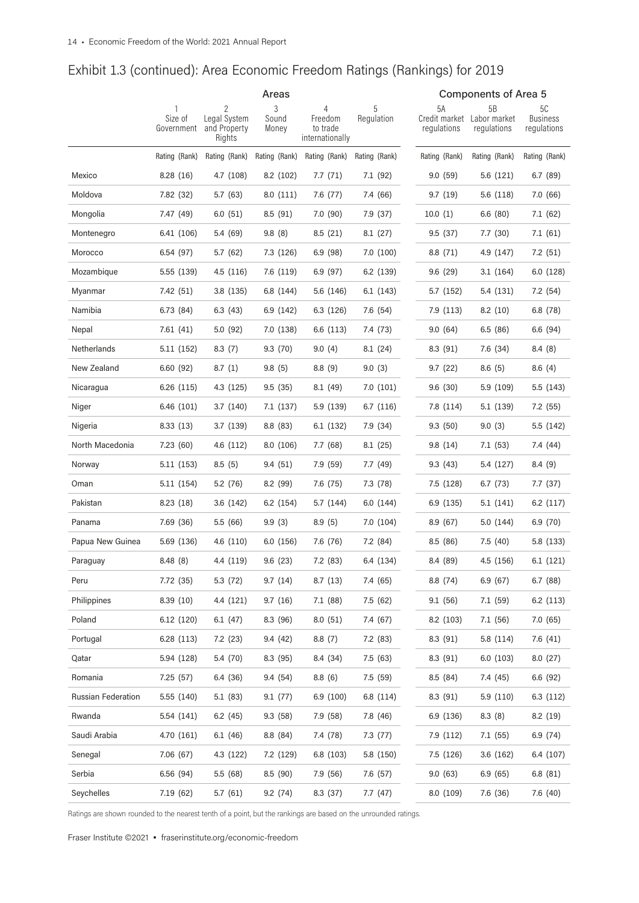## Exhibit 1.3 (continued): Area Economic Freedom Ratings (Rankings) for 2019

| | Areas | | | | | Components of Area 5 | | |
|---|---|---|---|---|---|---|---|---|
| | 1 Size of Government | 2 Legal System and Property Rights | 3 Sound Money | 4 Freedom to trade internationally | 5 Regulation | 5A Credit market regulations | 5B Labor market regulations | 5C Business regulations |
| | Rating (Rank) | Rating (Rank) | Rating (Rank) | Rating (Rank) | Rating (Rank) | Rating (Rank) | Rating (Rank) | Rating (Rank) |
| Mexico | 8.28 (16) | 4.7 (108) | 8.2 (102) | 7.7 (71) | 7.1 (92) | 9.0 (59) | 5.6 (121) | 6.7 (89) |
| Moldova | 7.82 (32) | 5.7 (63) | 8.0 (111) | 7.6 (77) | 7.4 (66) | 9.7 (19) | 5.6 (118) | 7.0 (66) |
| Mongolia | 7.47 (49) | 6.0 (51) | 8.5 (91) | 7.0 (90) | 7.9 (37) | 10.0 (1) | 6.6 (80) | 7.1 (62) |
| Montenegro | 6.41 (106) | 5.4 (69) | 9.8 (8) | 8.5 (21) | 8.1 (27) | 9.5 (37) | 7.7 (30) | 7.1 (61) |
| Morocco | 6.54 (97) | 5.7 (62) | 7.3 (126) | 6.9 (98) | 7.0 (100) | 8.8 (71) | 4.9 (147) | 7.2 (51) |
| Mozambique | 5.55 (139) | 4.5 (116) | 7.6 (119) | 6.9 (97) | 6.2 (139) | 9.6 (29) | 3.1 (164) | 6.0 (128) |
| Myanmar | 7.42 (51) | 3.8 (135) | 6.8 (144) | 5.6 (146) | 6.1 (143) | 5.7 (152) | 5.4 (131) | 7.2 (54) |
| Namibia | 6.73 (84) | 6.3 (43) | 6.9 (142) | 6.3 (126) | 7.6 (54) | 7.9 (113) | 8.2 (10) | 6.8 (78) |
| Nepal | 7.61 (41) | 5.0 (92) | 7.0 (138) | 6.6 (113) | 7.4 (73) | 9.0 (64) | 6.5 (86) | 6.6 (94) |
| Netherlands | 5.11 (152) | 8.3 (7) | 9.3 (70) | 9.0 (4) | 8.1 (24) | 8.3 (91) | 7.6 (34) | 8.4 (8) |
| New Zealand | 6.60 (92) | 8.7 (1) | 9.8 (5) | 8.8 (9) | 9.0 (3) | 9.7 (22) | 8.6 (5) | 8.6 (4) |
| Nicaragua | 6.26 (115) | 4.3 (125) | 9.5 (35) | 8.1 (49) | 7.0 (101) | 9.6 (30) | 5.9 (109) | 5.5 (143) |
| Niger | 6.46 (101) | 3.7 (140) | 7.1 (137) | 5.9 (139) | 6.7 (116) | 7.8 (114) | 5.1 (139) | 7.2 (55) |
| Nigeria | 8.33 (13) | 3.7 (139) | 8.8 (83) | 6.1 (132) | 7.9 (34) | 9.3 (50) | 9.0 (3) | 5.5 (142) |
| North Macedonia | 7.23 (60) | 4.6 (112) | 8.0 (106) | 7.7 (68) | 8.1 (25) | 9.8 (14) | 7.1 (53) | 7.4 (44) |
| Norway | 5.11 (153) | 8.5 (5) | 9.4 (51) | 7.9 (59) | 7.7 (49) | 9.3 (43) | 5.4 (127) | 8.4 (9) |
| Oman | 5.11 (154) | 5.2 (76) | 8.2 (99) | 7.6 (75) | 7.3 (78) | 7.5 (128) | 6.7 (73) | 7.7 (37) |
| Pakistan | 8.23 (18) | 3.6 (142) | 6.2 (154) | 5.7 (144) | 6.0 (144) | 6.9 (135) | 5.1 (141) | 6.2 (117) |
| Panama | 7.69 (36) | 5.5 (66) | 9.9 (3) | 8.9 (5) | 7.0 (104) | 8.9 (67) | 5.0 (144) | 6.9 (70) |
| Papua New Guinea | 5.69 (136) | 4.6 (110) | 6.0 (156) | 7.6 (76) | 7.2 (84) | 8.5 (86) | 7.5 (40) | 5.8 (133) |
| Paraguay | 8.48 (8) | 4.4 (119) | 9.6 (23) | 7.2 (83) | 6.4 (134) | 8.4 (89) | 4.5 (156) | 6.1 (121) |
| Peru | 7.72 (35) | 5.3 (72) | 9.7 (14) | 8.7 (13) | 7.4 (65) | 8.8 (74) | 6.9 (67) | 6.7 (88) |
| Philippines | 8.39 (10) | 4.4 (121) | 9.7 (16) | 7.1 (88) | 7.5 (62) | 9.1 (56) | 7.1 (59) | 6.2 (113) |
| Poland | 6.12 (120) | 6.1 (47) | 8.3 (96) | 8.0 (51) | 7.4 (67) | 8.2 (103) | 7.1 (56) | 7.0 (65) |
| Portugal | 6.28 (113) | 7.2 (23) | 9.4 (42) | 8.8 (7) | 7.2 (83) | 8.3 (91) | 5.8 (114) | 7.6 (41) |
| Qatar | 5.94 (128) | 5.4 (70) | 8.3 (95) | 8.4 (34) | 7.5 (63) | 8.3 (91) | 6.0 (103) | 8.0 (27) |
| Romania | 7.25 (57) | 6.4 (36) | 9.4 (54) | 8.8 (6) | 7.5 (59) | 8.5 (84) | 7.4 (45) | 6.6 (92) |
| Russian Federation | 5.55 (140) | 5.1 (83) | 9.1 (77) | 6.9 (100) | 6.8 (114) | 8.3 (91) | 5.9 (110) | 6.3 (112) |
| Rwanda | 5.54 (141) | 6.2 (45) | 9.3 (58) | 7.9 (58) | 7.8 (46) | 6.9 (136) | 8.3 (8) | 8.2 (19) |
| Saudi Arabia | 4.70 (161) | 6.1 (46) | 8.8 (84) | 7.4 (78) | 7.3 (77) | 7.9 (112) | 7.1 (55) | 6.9 (74) |
| Senegal | 7.06 (67) | 4.3 (122) | 7.2 (129) | 6.8 (103) | 5.8 (150) | 7.5 (126) | 3.6 (162) | 6.4 (107) |
| Serbia | 6.56 (94) | 5.5 (68) | 8.5 (90) | 7.9 (56) | 7.6 (57) | 9.0 (63) | 6.9 (65) | 6.8 (81) |
| Seychelles | 7.19 (62) | 5.7 (61) | 9.2 (74) | 8.3 (37) | 7.7 (47) | 8.0 (109) | 7.6 (36) | 7.6 (40) |

Ratings are shown rounded to the nearest tenth of a point, but the rankings are based on the unrounded ratings.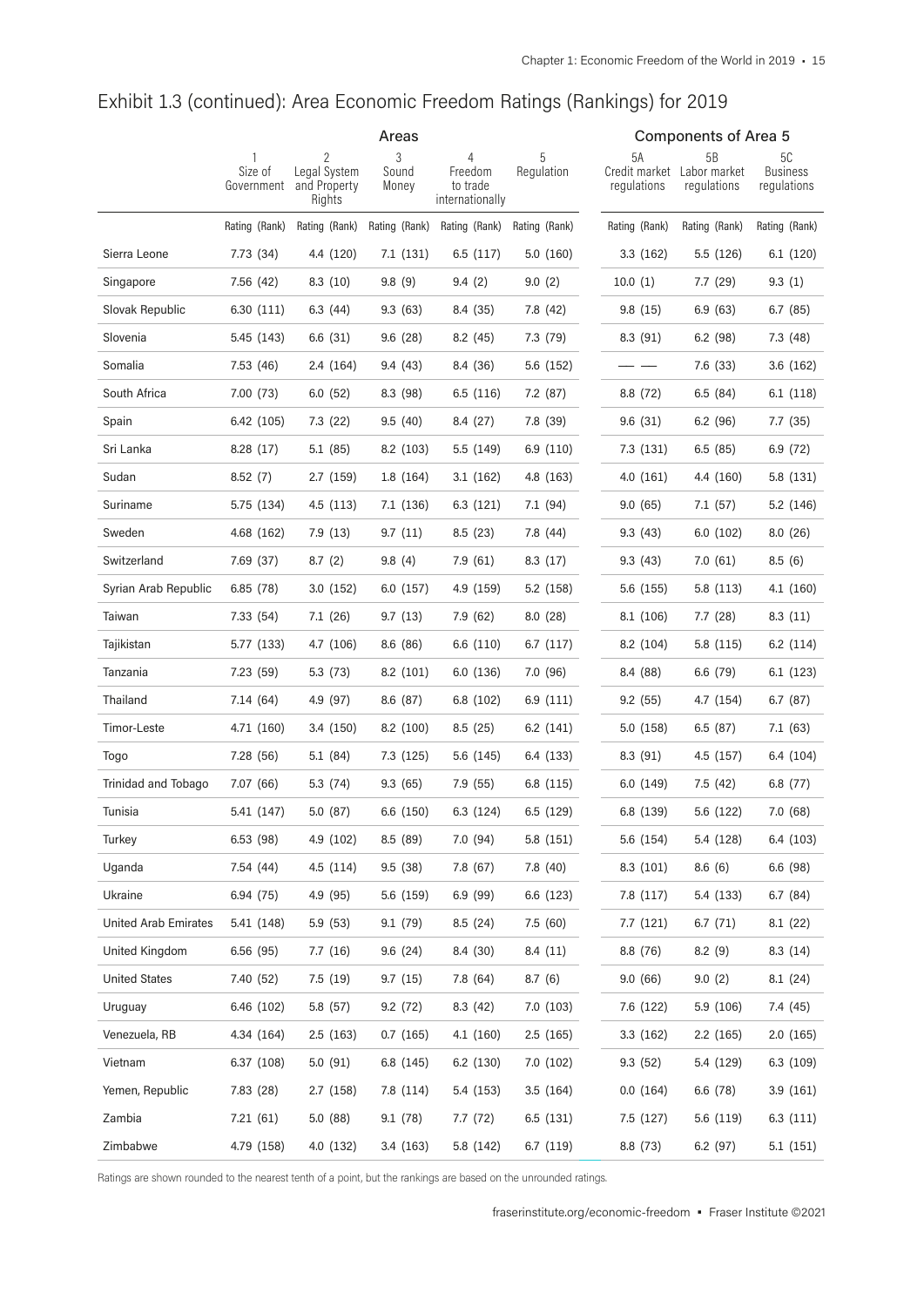## Exhibit 1.3 (continued): Area Economic Freedom Ratings (Rankings) for 2019

| | Areas | | | | | Components of Area 5 | | |
|---|---|---|---|---|---|---|---|---|
| | 1 Size of Government | 2 Legal System and Property Rights | 3 Sound Money | 4 Freedom to trade internationally | 5 Regulation | 5A Credit market regulations | 5B Labor market regulations | 5C Business regulations |
| | Rating (Rank) | Rating (Rank) | Rating (Rank) | Rating (Rank) | Rating (Rank) | Rating (Rank) | Rating (Rank) | Rating (Rank) |
| Sierra Leone | 7.73 (34) | 4.4 (120) | 7.1 (131) | 6.5 (117) | 5.0 (160) | 3.3 (162) | 5.5 (126) | 6.1 (120) |
| Singapore | 7.56 (42) | 8.3 (10) | 9.8 (9) | 9.4 (2) | 9.0 (2) | 10.0 (1) | 7.7 (29) | 9.3 (1) |
| Slovak Republic | 6.30 (111) | 6.3 (44) | 9.3 (63) | 8.4 (35) | 7.8 (42) | 9.8 (15) | 6.9 (63) | 6.7 (85) |
| Slovenia | 5.45 (143) | 6.6 (31) | 9.6 (28) | 8.2 (45) | 7.3 (79) | 8.3 (91) | 6.2 (98) | 7.3 (48) |
| Somalia | 7.53 (46) | 2.4 (164) | 9.4 (43) | 8.4 (36) | 5.6 (152) | — — | 7.6 (33) | 3.6 (162) |
| South Africa | 7.00 (73) | 6.0 (52) | 8.3 (98) | 6.5 (116) | 7.2 (87) | 8.8 (72) | 6.5 (84) | 6.1 (118) |
| Spain | 6.42 (105) | 7.3 (22) | 9.5 (40) | 8.4 (27) | 7.8 (39) | 9.6 (31) | 6.2 (96) | 7.7 (35) |
| Sri Lanka | 8.28 (17) | 5.1 (85) | 8.2 (103) | 5.5 (149) | 6.9 (110) | 7.3 (131) | 6.5 (85) | 6.9 (72) |
| Sudan | 8.52 (7) | 2.7 (159) | 1.8 (164) | 3.1 (162) | 4.8 (163) | 4.0 (161) | 4.4 (160) | 5.8 (131) |
| Suriname | 5.75 (134) | 4.5 (113) | 7.1 (136) | 6.3 (121) | 7.1 (94) | 9.0 (65) | 7.1 (57) | 5.2 (146) |
| Sweden | 4.68 (162) | 7.9 (13) | 9.7 (11) | 8.5 (23) | 7.8 (44) | 9.3 (43) | 6.0 (102) | 8.0 (26) |
| Switzerland | 7.69 (37) | 8.7 (2) | 9.8 (4) | 7.9 (61) | 8.3 (17) | 9.3 (43) | 7.0 (61) | 8.5 (6) |
| Syrian Arab Republic | 6.85 (78) | 3.0 (152) | 6.0 (157) | 4.9 (159) | 5.2 (158) | 5.6 (155) | 5.8 (113) | 4.1 (160) |
| Taiwan | 7.33 (54) | 7.1 (26) | 9.7 (13) | 7.9 (62) | 8.0 (28) | 8.1 (106) | 7.7 (28) | 8.3 (11) |
| Tajikistan | 5.77 (133) | 4.7 (106) | 8.6 (86) | 6.6 (110) | 6.7 (117) | 8.2 (104) | 5.8 (115) | 6.2 (114) |
| Tanzania | 7.23 (59) | 5.3 (73) | 8.2 (101) | 6.0 (136) | 7.0 (96) | 8.4 (88) | 6.6 (79) | 6.1 (123) |
| Thailand | 7.14 (64) | 4.9 (97) | 8.6 (87) | 6.8 (102) | 6.9 (111) | 9.2 (55) | 4.7 (154) | 6.7 (87) |
| Timor-Leste | 4.71 (160) | 3.4 (150) | 8.2 (100) | 8.5 (25) | 6.2 (141) | 5.0 (158) | 6.5 (87) | 7.1 (63) |
| Togo | 7.28 (56) | 5.1 (84) | 7.3 (125) | 5.6 (145) | 6.4 (133) | 8.3 (91) | 4.5 (157) | 6.4 (104) |
| Trinidad and Tobago | 7.07 (66) | 5.3 (74) | 9.3 (65) | 7.9 (55) | 6.8 (115) | 6.0 (149) | 7.5 (42) | 6.8 (77) |
| Tunisia | 5.41 (147) | 5.0 (87) | 6.6 (150) | 6.3 (124) | 6.5 (129) | 6.8 (139) | 5.6 (122) | 7.0 (68) |
| Turkey | 6.53 (98) | 4.9 (102) | 8.5 (89) | 7.0 (94) | 5.8 (151) | 5.6 (154) | 5.4 (128) | 6.4 (103) |
| Uganda | 7.54 (44) | 4.5 (114) | 9.5 (38) | 7.8 (67) | 7.8 (40) | 8.3 (101) | 8.6 (6) | 6.6 (98) |
| Ukraine | 6.94 (75) | 4.9 (95) | 5.6 (159) | 6.9 (99) | 6.6 (123) | 7.8 (117) | 5.4 (133) | 6.7 (84) |
| United Arab Emirates | 5.41 (148) | 5.9 (53) | 9.1 (79) | 8.5 (24) | 7.5 (60) | 7.7 (121) | 6.7 (71) | 8.1 (22) |
| United Kingdom | 6.56 (95) | 7.7 (16) | 9.6 (24) | 8.4 (30) | 8.4 (11) | 8.8 (76) | 8.2 (9) | 8.3 (14) |
| United States | 7.40 (52) | 7.5 (19) | 9.7 (15) | 7.8 (64) | 8.7 (6) | 9.0 (66) | 9.0 (2) | 8.1 (24) |
| Uruguay | 6.46 (102) | 5.8 (57) | 9.2 (72) | 8.3 (42) | 7.0 (103) | 7.6 (122) | 5.9 (106) | 7.4 (45) |
| Venezuela, RB | 4.34 (164) | 2.5 (163) | 0.7 (165) | 4.1 (160) | 2.5 (165) | 3.3 (162) | 2.2 (165) | 2.0 (165) |
| Vietnam | 6.37 (108) | 5.0 (91) | 6.8 (145) | 6.2 (130) | 7.0 (102) | 9.3 (52) | 5.4 (129) | 6.3 (109) |
| Yemen, Republic | 7.83 (28) | 2.7 (158) | 7.8 (114) | 5.4 (153) | 3.5 (164) | 0.0 (164) | 6.6 (78) | 3.9 (161) |
| Zambia | 7.21 (61) | 5.0 (88) | 9.1 (78) | 7.7 (72) | 6.5 (131) | 7.5 (127) | 5.6 (119) | 6.3 (111) |
| Zimbabwe | 4.79 (158) | 4.0 (132) | 3.4 (163) | 5.8 (142) | 6.7 (119) | 8.8 (73) | 6.2 (97) | 5.1 (151) |

Ratings are shown rounded to the nearest tenth of a point, but the rankings are based on the unrounded ratings.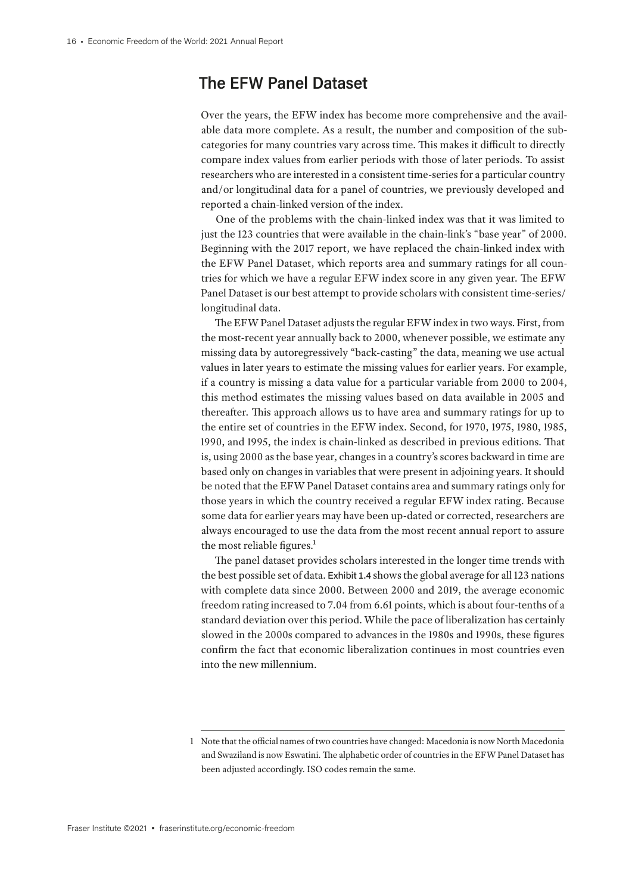## The EFW Panel Dataset

Over the years, the EFW index has become more comprehensive and the available data more complete. As a result, the number and composition of the subcategories for many countries vary across time. This makes it difficult to directly compare index values from earlier periods with those of later periods. To assist researchers who are interested in a consistent time-series for a particular country and/or longitudinal data for a panel of countries, we previously developed and reported a chain-linked version of the index.

One of the problems with the chain-linked index was that it was limited to just the 123 countries that were available in the chain-link's "base year" of 2000. Beginning with the 2017 report, we have replaced the chain-linked index with the EFW Panel Dataset, which reports area and summary ratings for all countries for which we have a regular EFW index score in any given year. The EFW Panel Dataset is our best attempt to provide scholars with consistent time-series/longitudinal data.

The EFW Panel Dataset adjusts the regular EFW index in two ways. First, from the most-recent year annually back to 2000, whenever possible, we estimate any missing data by autoregressively "back-casting" the data, meaning we use actual values in later years to estimate the missing values for earlier years. For example, if a country is missing a data value for a particular variable from 2000 to 2004, this method estimates the missing values based on data available in 2005 and thereafter. This approach allows us to have area and summary ratings for up to the entire set of countries in the EFW index. Second, for 1970, 1975, 1980, 1985, 1990, and 1995, the index is chain-linked as described in previous editions. That is, using 2000 as the base year, changes in a country's scores backward in time are based only on changes in variables that were present in adjoining years. It should be noted that the EFW Panel Dataset contains area and summary ratings only for those years in which the country received a regular EFW index rating. Because some data for earlier years may have been up-dated or corrected, researchers are always encouraged to use the data from the most recent annual report to assure the most reliable figures.[1]

The panel dataset provides scholars interested in the longer time trends with the best possible set of data. Exhibit 1.4 shows the global average for all 123 nations with complete data since 2000. Between 2000 and 2019, the average economic freedom rating increased to 7.04 from 6.61 points, which is about four-tenths of a standard deviation over this period. While the pace of liberalization has certainly slowed in the 2000s compared to advances in the 1980s and 1990s, these figures confirm the fact that economic liberalization continues in most countries even into the new millennium.

---

1 Note that the official names of two countries have changed: Macedonia is now North Macedonia and Swaziland is now Eswatini. The alphabetic order of countries in the EFW Panel Dataset has been adjusted accordingly. ISO codes remain the same.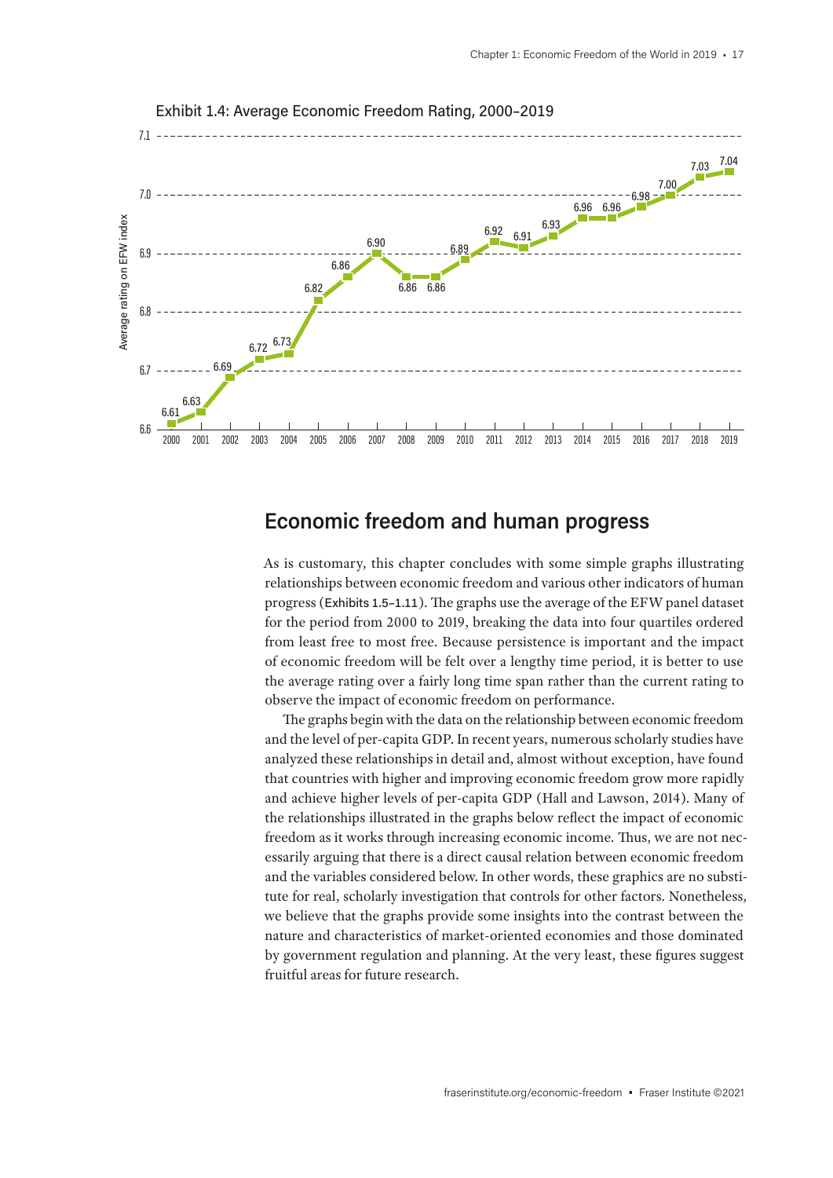Exhibit 1.4: Average Economic Freedom Rating, 2000–2019

| Year | Average rating on EFW index |
|---|---|
| 2000 | 6.61 |
| 2001 | 6.63 |
| 2002 | 6.69 |
| 2003 | 6.72 |
| 2004 | 6.73 |
| 2005 | 6.82 |
| 2006 | 6.86 |
| 2007 | 6.90 |
| 2008 | 6.86 |
| 2009 | 6.86 |
| 2010 | 6.89 |
| 2011 | 6.92 |
| 2012 | 6.91 |
| 2013 | 6.93 |
| 2014 | 6.96 |
| 2015 | 6.96 |
| 2016 | 6.98 |
| 2017 | 7.00 |
| 2018 | 7.03 |
| 2019 | 7.04 |

## Economic freedom and human progress

As is customary, this chapter concludes with some simple graphs illustrating relationships between economic freedom and various other indicators of human progress (Exhibits 1.5–1.11). The graphs use the average of the EFW panel dataset for the period from 2000 to 2019, breaking the data into four quartiles ordered from least free to most free. Because persistence is important and the impact of economic freedom will be felt over a lengthy time period, it is better to use the average rating over a fairly long time span rather than the current rating to observe the impact of economic freedom on performance.

The graphs begin with the data on the relationship between economic freedom and the level of per-capita GDP. In recent years, numerous scholarly studies have analyzed these relationships in detail and, almost without exception, have found that countries with higher and improving economic freedom grow more rapidly and achieve higher levels of per-capita GDP (Hall and Lawson, 2014). Many of the relationships illustrated in the graphs below reflect the impact of economic freedom as it works through increasing economic income. Thus, we are not necessarily arguing that there is a direct causal relation between economic freedom and the variables considered below. In other words, these graphics are no substitute for real, scholarly investigation that controls for other factors. Nonetheless, we believe that the graphs provide some insights into the contrast between the nature and characteristics of market-oriented economies and those dominated by government regulation and planning. At the very least, these figures suggest fruitful areas for future research.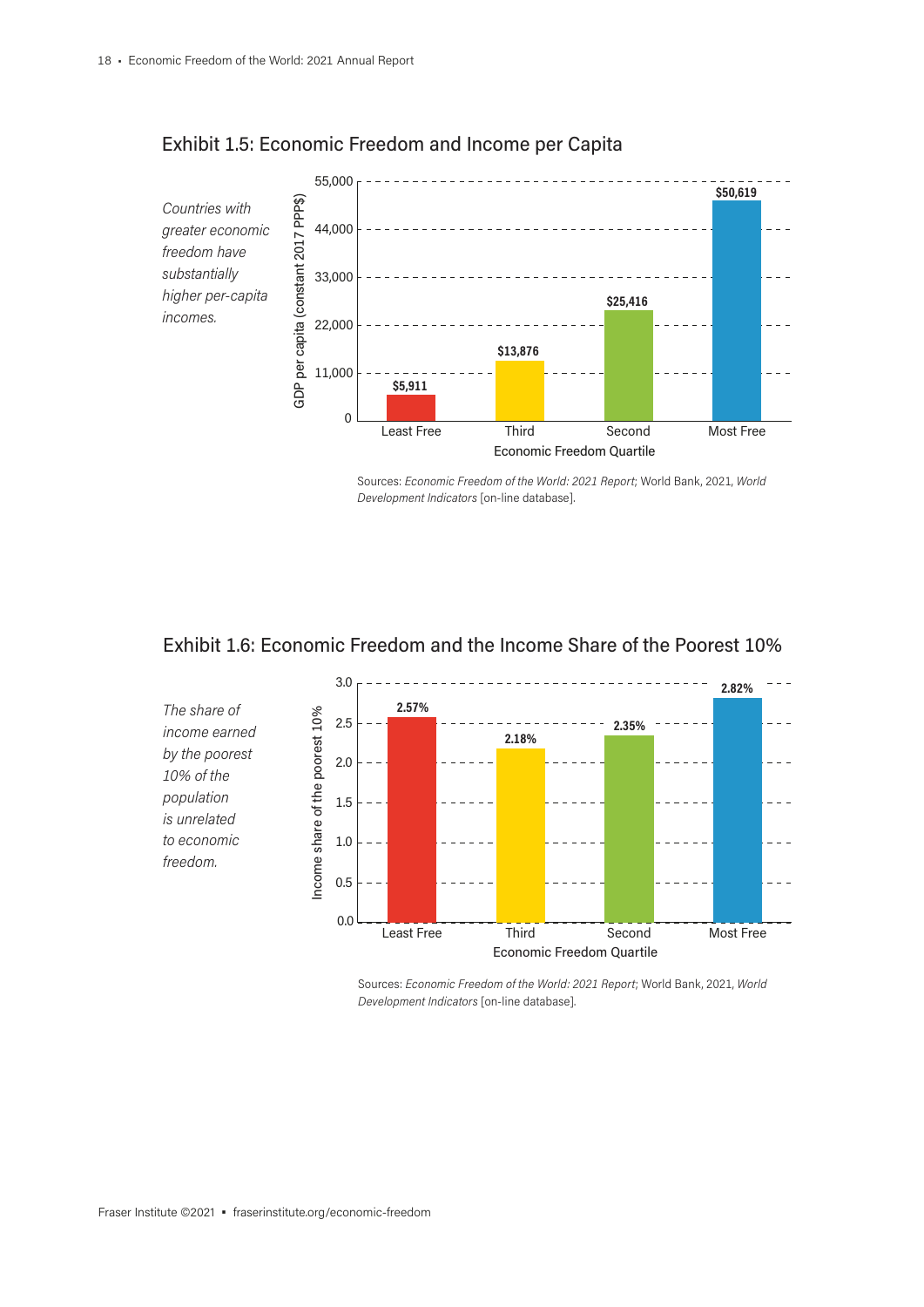## Exhibit 1.5: Economic Freedom and Income per Capita

*Countries with greater economic freedom have substantially higher per-capita incomes.*

| Economic Freedom Quartile | GDP per capita (constant 2017 PPP$) |
|---|---|
| Least Free | $5,911 |
| Third | $13,876 |
| Second | $25,416 |
| Most Free | $50,619 |

Sources: *Economic Freedom of the World: 2021 Report*; World Bank, 2021, *World Development Indicators* [on-line database].

## Exhibit 1.6: Economic Freedom and the Income Share of the Poorest 10%

*The share of income earned by the poorest 10% of the population is unrelated to economic freedom.*

| Economic Freedom Quartile | Income share of the poorest 10% |
|---|---|
| Least Free | 2.57% |
| Third | 2.18% |
| Second | 2.35% |
| Most Free | 2.82% |

Sources: *Economic Freedom of the World: 2021 Report*; World Bank, 2021, *World Development Indicators* [on-line database].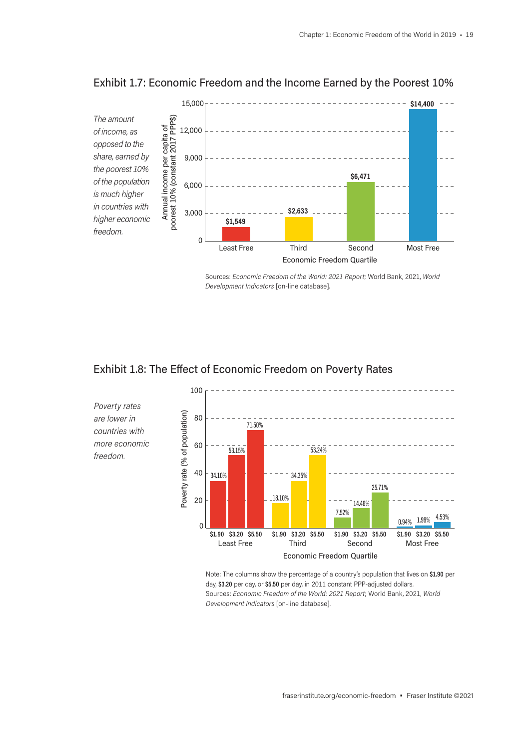## Exhibit 1.7: Economic Freedom and the Income Earned by the Poorest 10%

*The amount of income, as opposed to the share, earned by the poorest 10% of the population is much higher in countries with higher economic freedom.*

| Economic Freedom Quartile | Annual income per capita of poorest 10% (constant 2017 PPP$) |
|---|---|
| Least Free | $1,549 |
| Third | $2,633 |
| Second | $6,471 |
| Most Free | $14,400 |

Sources: *Economic Freedom of the World: 2021 Report*; World Bank, 2021, *World Development Indicators* [on-line database].

## Exhibit 1.8: The Effect of Economic Freedom on Poverty Rates

*Poverty rates are lower in countries with more economic freedom.*

| Economic Freedom Quartile | $1.90 | $3.20 | $5.50 |
|---|---|---|---|
| Least Free | 34.10% | 53.15% | 71.50% |
| Third | 18.10% | 34.35% | 53.24% |
| Second | 7.52% | 14.46% | 25.71% |
| Most Free | 0.94% | 1.99% | 4.53% |

Poverty rate (% of population)

Note: The columns show the percentage of a country's population that lives on **$1.90** per day, **$3.20** per day, or **$5.50** per day, in 2011 constant PPP-adjusted dollars.
Sources: *Economic Freedom of the World: 2021 Report*; World Bank, 2021, *World Development Indicators* [on-line database].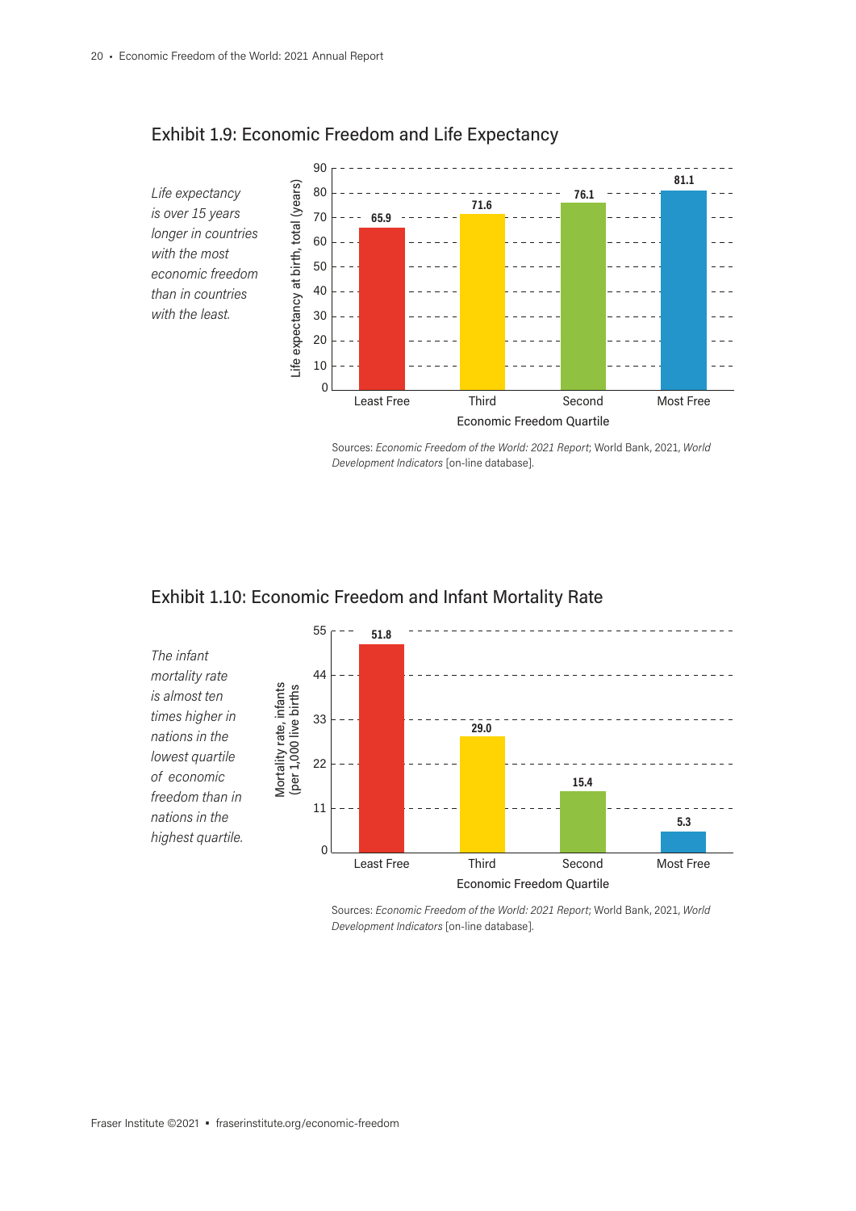## Exhibit 1.9: Economic Freedom and Life Expectancy

*Life expectancy is over 15 years longer in countries with the most economic freedom than in countries with the least.*

| Economic Freedom Quartile | Life expectancy at birth, total (years) |
|---|---|
| Least Free | 65.9 |
| Third | 71.6 |
| Second | 76.1 |
| Most Free | 81.1 |

Sources: *Economic Freedom of the World: 2021 Report*; World Bank, 2021, *World Development Indicators* [on-line database].

## Exhibit 1.10: Economic Freedom and Infant Mortality Rate

*The infant mortality rate is almost ten times higher in nations in the lowest quartile of economic freedom than in nations in the highest quartile.*

| Economic Freedom Quartile | Mortality rate, infants (per 1,000 live births) |
|---|---|
| Least Free | 51.8 |
| Third | 29.0 |
| Second | 15.4 |
| Most Free | 5.3 |

Sources: *Economic Freedom of the World: 2021 Report*; World Bank, 2021, *World Development Indicators* [on-line database].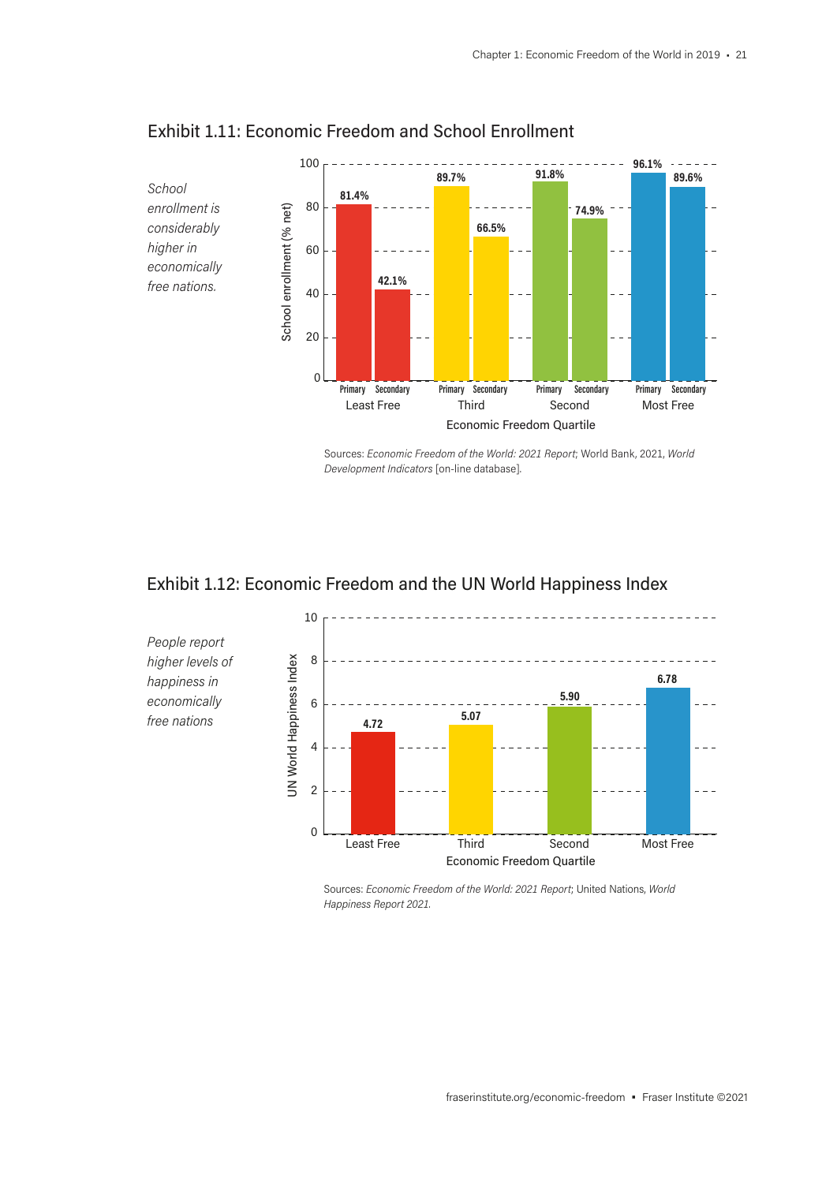## Exhibit 1.11: Economic Freedom and School Enrollment

*School enrollment is considerably higher in economically free nations.*

| Economic Freedom Quartile | Primary | Secondary |
|---|---|---|
| Least Free | 81.4% | 42.1% |
| Third | 89.7% | 66.5% |
| Second | 91.8% | 74.9% |
| Most Free | 96.1% | 89.6% |

School enrollment (% net)

Sources: *Economic Freedom of the World: 2021 Report*; World Bank, 2021, *World Development Indicators* [on-line database].

## Exhibit 1.12: Economic Freedom and the UN World Happiness Index

*People report higher levels of happiness in economically free nations*

| Economic Freedom Quartile | UN World Happiness Index |
|---|---|
| Least Free | 4.72 |
| Third | 5.07 |
| Second | 5.90 |
| Most Free | 6.78 |

Sources: *Economic Freedom of the World: 2021 Report*; United Nations, *World Happiness Report 2021*.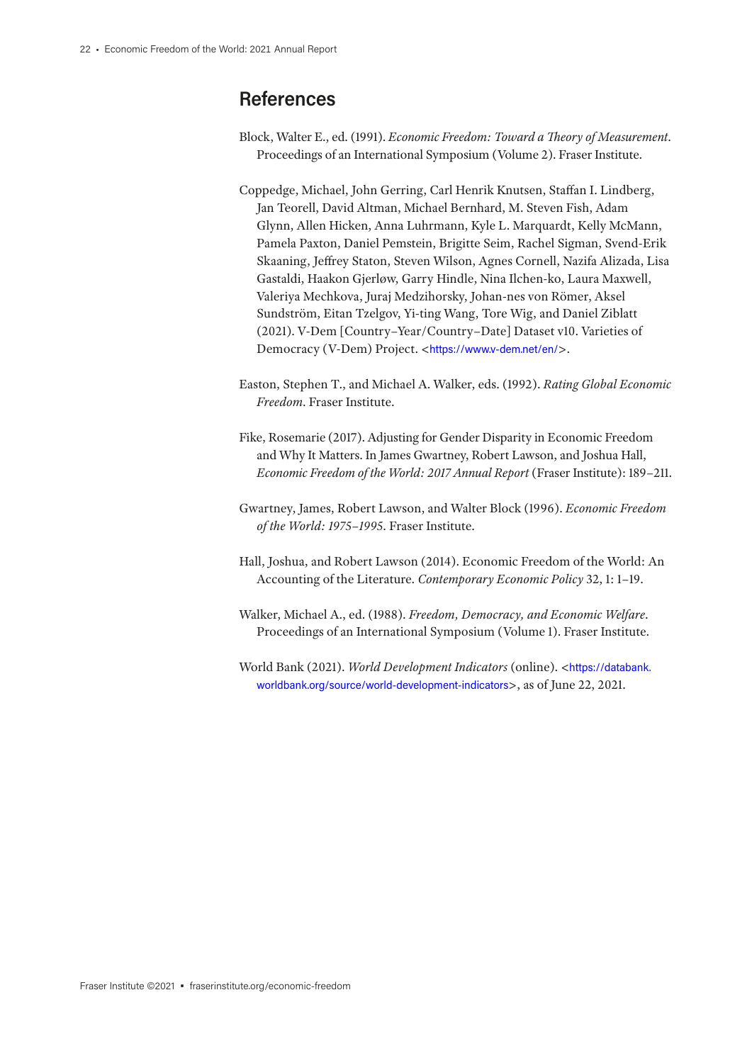## References

Block, Walter E., ed. (1991). *Economic Freedom: Toward a Theory of Measurement*. Proceedings of an International Symposium (Volume 2). Fraser Institute.

Coppedge, Michael, John Gerring, Carl Henrik Knutsen, Staffan I. Lindberg, Jan Teorell, David Altman, Michael Bernhard, M. Steven Fish, Adam Glynn, Allen Hicken, Anna Luhrmann, Kyle L. Marquardt, Kelly McMann, Pamela Paxton, Daniel Pemstein, Brigitte Seim, Rachel Sigman, Svend-Erik Skaaning, Jeffrey Staton, Steven Wilson, Agnes Cornell, Nazifa Alizada, Lisa Gastaldi, Haakon Gjerløw, Garry Hindle, Nina Ilchen-ko, Laura Maxwell, Valeriya Mechkova, Juraj Medzihorsky, Johan-nes von Römer, Aksel Sundström, Eitan Tzelgov, Yi-ting Wang, Tore Wig, and Daniel Ziblatt (2021). V-Dem [Country–Year/Country–Date] Dataset v10. Varieties of Democracy (V-Dem) Project. <https://www.v-dem.net/en/>.

Easton, Stephen T., and Michael A. Walker, eds. (1992). *Rating Global Economic Freedom*. Fraser Institute.

Fike, Rosemarie (2017). Adjusting for Gender Disparity in Economic Freedom and Why It Matters. In James Gwartney, Robert Lawson, and Joshua Hall, *Economic Freedom of the World: 2017 Annual Report* (Fraser Institute): 189–211.

Gwartney, James, Robert Lawson, and Walter Block (1996). *Economic Freedom of the World: 1975–1995*. Fraser Institute.

Hall, Joshua, and Robert Lawson (2014). Economic Freedom of the World: An Accounting of the Literature. *Contemporary Economic Policy* 32, 1: 1–19.

Walker, Michael A., ed. (1988). *Freedom, Democracy, and Economic Welfare*. Proceedings of an International Symposium (Volume 1). Fraser Institute.

World Bank (2021). *World Development Indicators* (online). <https://databank.worldbank.org/source/world-development-indicators>, as of June 22, 2021.